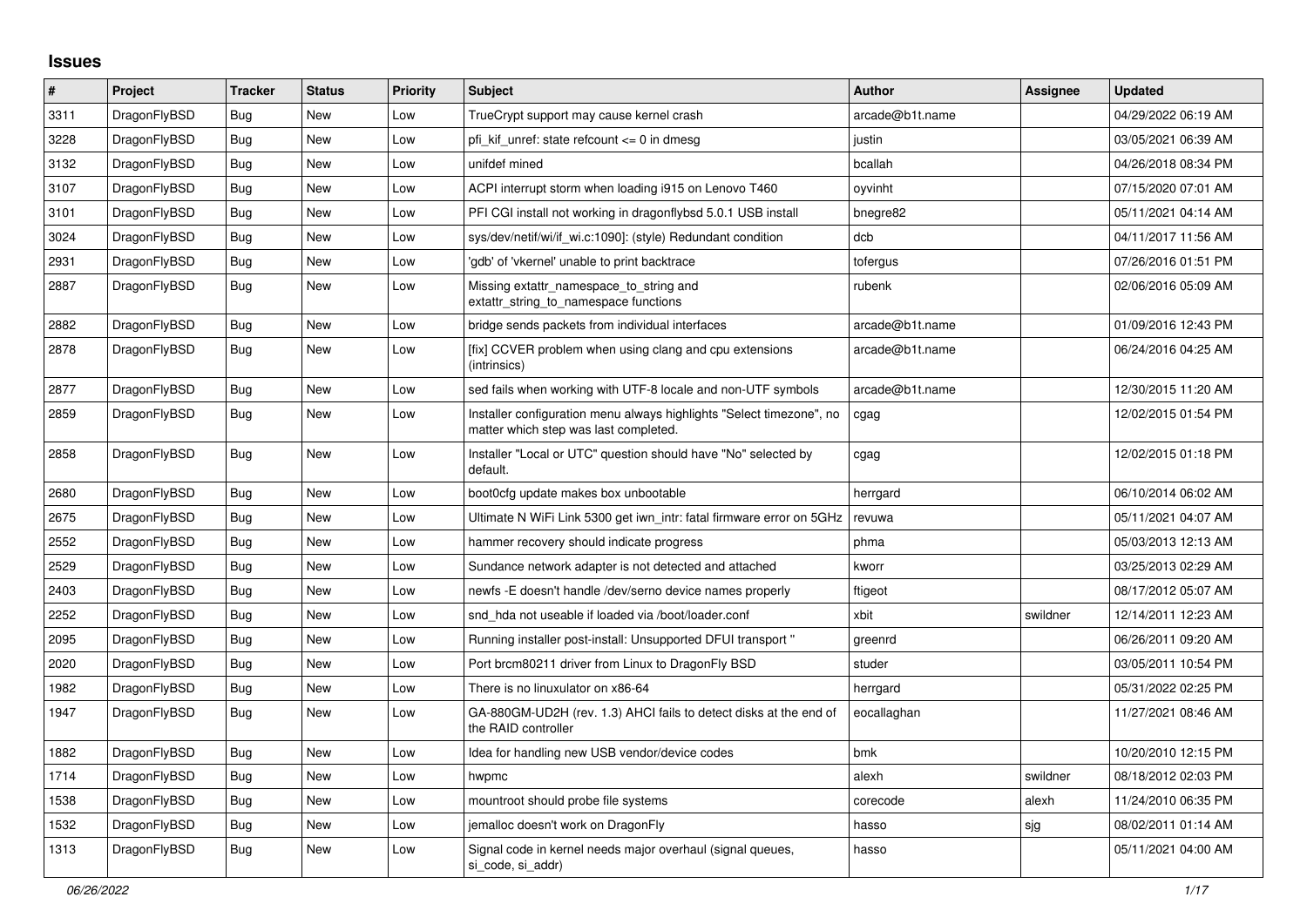## Issues

| # | Project | Tracker | Status | Priority | Subject | Author | Assignee | Updated |
|---|---|---|---|---|---|---|---|---|
| 3311 | DragonFlyBSD | Bug | New | Low | TrueCrypt support may cause kernel crash | arcade@b1t.name | | 04/29/2022 06:19 AM |
| 3228 | DragonFlyBSD | Bug | New | Low | pfi_kif_unref: state refcount <= 0 in dmesg | justin | | 03/05/2021 06:39 AM |
| 3132 | DragonFlyBSD | Bug | New | Low | unifdef mined | bcallah | | 04/26/2018 08:34 PM |
| 3107 | DragonFlyBSD | Bug | New | Low | ACPI interrupt storm when loading i915 on Lenovo T460 | oyvinht | | 07/15/2020 07:01 AM |
| 3101 | DragonFlyBSD | Bug | New | Low | PFI CGI install not working in dragonflybsd 5.0.1 USB install | bnegre82 | | 05/11/2021 04:14 AM |
| 3024 | DragonFlyBSD | Bug | New | Low | sys/dev/netif/wi/if_wi.c:1090]: (style) Redundant condition | dcb | | 04/11/2017 11:56 AM |
| 2931 | DragonFlyBSD | Bug | New | Low | 'gdb' of 'vkernel' unable to print backtrace | tofergus | | 07/26/2016 01:51 PM |
| 2887 | DragonFlyBSD | Bug | New | Low | Missing extattr_namespace_to_string and extattr_string_to_namespace functions | rubenk | | 02/06/2016 05:09 AM |
| 2882 | DragonFlyBSD | Bug | New | Low | bridge sends packets from individual interfaces | arcade@b1t.name | | 01/09/2016 12:43 PM |
| 2878 | DragonFlyBSD | Bug | New | Low | [fix] CCVER problem when using clang and cpu extensions (intrinsics) | arcade@b1t.name | | 06/24/2016 04:25 AM |
| 2877 | DragonFlyBSD | Bug | New | Low | sed fails when working with UTF-8 locale and non-UTF symbols | arcade@b1t.name | | 12/30/2015 11:20 AM |
| 2859 | DragonFlyBSD | Bug | New | Low | Installer configuration menu always highlights "Select timezone", no matter which step was last completed. | cgag | | 12/02/2015 01:54 PM |
| 2858 | DragonFlyBSD | Bug | New | Low | Installer "Local or UTC" question should have "No" selected by default. | cgag | | 12/02/2015 01:18 PM |
| 2680 | DragonFlyBSD | Bug | New | Low | boot0cfg update makes box unbootable | herrgard | | 06/10/2014 06:02 AM |
| 2675 | DragonFlyBSD | Bug | New | Low | Ultimate N WiFi Link 5300 get iwn_intr: fatal firmware error on 5GHz | revuwa | | 05/11/2021 04:07 AM |
| 2552 | DragonFlyBSD | Bug | New | Low | hammer recovery should indicate progress | phma | | 05/03/2013 12:13 AM |
| 2529 | DragonFlyBSD | Bug | New | Low | Sundance network adapter is not detected and attached | kworr | | 03/25/2013 02:29 AM |
| 2403 | DragonFlyBSD | Bug | New | Low | newfs -E doesn't handle /dev/serno device names properly | ftigeot | | 08/17/2012 05:07 AM |
| 2252 | DragonFlyBSD | Bug | New | Low | snd_hda not useable if loaded via /boot/loader.conf | xbit | swildner | 12/14/2011 12:23 AM |
| 2095 | DragonFlyBSD | Bug | New | Low | Running installer post-install: Unsupported DFUI transport " | greenrd | | 06/26/2011 09:20 AM |
| 2020 | DragonFlyBSD | Bug | New | Low | Port brcm80211 driver from Linux to DragonFly BSD | studer | | 03/05/2011 10:54 PM |
| 1982 | DragonFlyBSD | Bug | New | Low | There is no linuxulator on x86-64 | herrgard | | 05/31/2022 02:25 PM |
| 1947 | DragonFlyBSD | Bug | New | Low | GA-880GM-UD2H (rev. 1.3) AHCI fails to detect disks at the end of the RAID controller | eocallaghan | | 11/27/2021 08:46 AM |
| 1882 | DragonFlyBSD | Bug | New | Low | Idea for handling new USB vendor/device codes | bmk | | 10/20/2010 12:15 PM |
| 1714 | DragonFlyBSD | Bug | New | Low | hwpmc | alexh | swildner | 08/18/2012 02:03 PM |
| 1538 | DragonFlyBSD | Bug | New | Low | mountroot should probe file systems | corecode | alexh | 11/24/2010 06:35 PM |
| 1532 | DragonFlyBSD | Bug | New | Low | jemalloc doesn't work on DragonFly | hasso | sjg | 08/02/2011 01:14 AM |
| 1313 | DragonFlyBSD | Bug | New | Low | Signal code in kernel needs major overhaul (signal queues, si_code, si_addr) | hasso | | 05/11/2021 04:00 AM |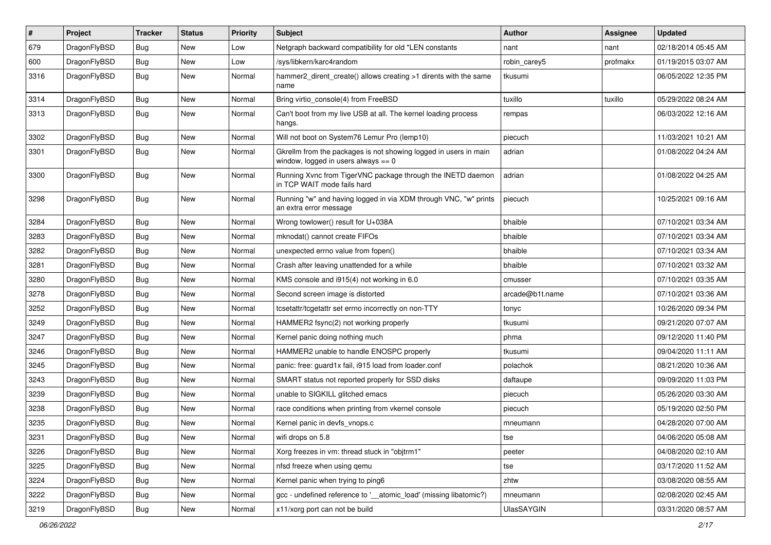| # | Project | Tracker | Status | Priority | Subject | Author | Assignee | Updated |
|---|---|---|---|---|---|---|---|---|
| 679 | DragonFlyBSD | Bug | New | Low | Netgraph backward compatibility for old *LEN constants | nant | nant | 02/18/2014 05:45 AM |
| 600 | DragonFlyBSD | Bug | New | Low | /sys/libkern/karc4random | robin_carey5 | profmakx | 01/19/2015 03:07 AM |
| 3316 | DragonFlyBSD | Bug | New | Normal | hammer2_dirent_create() allows creating >1 dirents with the same name | tkusumi | | 06/05/2022 12:35 PM |
| 3314 | DragonFlyBSD | Bug | New | Normal | Bring virtio_console(4) from FreeBSD | tuxillo | tuxillo | 05/29/2022 08:24 AM |
| 3313 | DragonFlyBSD | Bug | New | Normal | Can't boot from my live USB at all. The kernel loading process hangs. | rempas | | 06/03/2022 12:16 AM |
| 3302 | DragonFlyBSD | Bug | New | Normal | Will not boot on System76 Lemur Pro (lemp10) | piecuch | | 11/03/2021 10:21 AM |
| 3301 | DragonFlyBSD | Bug | New | Normal | Gkrellm from the packages is not showing logged in users in main window, logged in users always == 0 | adrian | | 01/08/2022 04:24 AM |
| 3300 | DragonFlyBSD | Bug | New | Normal | Running Xvnc from TigerVNC package through the INETD daemon in TCP WAIT mode fails hard | adrian | | 01/08/2022 04:25 AM |
| 3298 | DragonFlyBSD | Bug | New | Normal | Running "w" and having logged in via XDM through VNC, "w" prints an extra error message | piecuch | | 10/25/2021 09:16 AM |
| 3284 | DragonFlyBSD | Bug | New | Normal | Wrong towlower() result for U+038A | bhaible | | 07/10/2021 03:34 AM |
| 3283 | DragonFlyBSD | Bug | New | Normal | mknodat() cannot create FIFOs | bhaible | | 07/10/2021 03:34 AM |
| 3282 | DragonFlyBSD | Bug | New | Normal | unexpected errno value from fopen() | bhaible | | 07/10/2021 03:34 AM |
| 3281 | DragonFlyBSD | Bug | New | Normal | Crash after leaving unattended for a while | bhaible | | 07/10/2021 03:32 AM |
| 3280 | DragonFlyBSD | Bug | New | Normal | KMS console and i915(4) not working in 6.0 | cmusser | | 07/10/2021 03:35 AM |
| 3278 | DragonFlyBSD | Bug | New | Normal | Second screen image is distorted | arcade@b1t.name | | 07/10/2021 03:36 AM |
| 3252 | DragonFlyBSD | Bug | New | Normal | tcsetattr/tcgetattr set errno incorrectly on non-TTY | tonyc | | 10/26/2020 09:34 PM |
| 3249 | DragonFlyBSD | Bug | New | Normal | HAMMER2 fsync(2) not working properly | tkusumi | | 09/21/2020 07:07 AM |
| 3247 | DragonFlyBSD | Bug | New | Normal | Kernel panic doing nothing much | phma | | 09/12/2020 11:40 PM |
| 3246 | DragonFlyBSD | Bug | New | Normal | HAMMER2 unable to handle ENOSPC properly | tkusumi | | 09/04/2020 11:11 AM |
| 3245 | DragonFlyBSD | Bug | New | Normal | panic: free: guard1x fail, i915 load from loader.conf | polachok | | 08/21/2020 10:36 AM |
| 3243 | DragonFlyBSD | Bug | New | Normal | SMART status not reported properly for SSD disks | daftaupe | | 09/09/2020 11:03 PM |
| 3239 | DragonFlyBSD | Bug | New | Normal | unable to SIGKILL glitched emacs | piecuch | | 05/26/2020 03:30 AM |
| 3238 | DragonFlyBSD | Bug | New | Normal | race conditions when printing from vkernel console | piecuch | | 05/19/2020 02:50 PM |
| 3235 | DragonFlyBSD | Bug | New | Normal | Kernel panic in devfs_vnops.c | mneumann | | 04/28/2020 07:00 AM |
| 3231 | DragonFlyBSD | Bug | New | Normal | wifi drops on 5.8 | tse | | 04/06/2020 05:08 AM |
| 3226 | DragonFlyBSD | Bug | New | Normal | Xorg freezes in vm: thread stuck in "objtrm1" | peeter | | 04/08/2020 02:10 AM |
| 3225 | DragonFlyBSD | Bug | New | Normal | nfsd freeze when using qemu | tse | | 03/17/2020 11:52 AM |
| 3224 | DragonFlyBSD | Bug | New | Normal | Kernel panic when trying to ping6 | zhtw | | 03/08/2020 08:55 AM |
| 3222 | DragonFlyBSD | Bug | New | Normal | gcc - undefined reference to '__atomic_load' (missing libatomic?) | mneumann | | 02/08/2020 02:45 AM |
| 3219 | DragonFlyBSD | Bug | New | Normal | x11/xorg port can not be build | UlasSAYGIN | | 03/31/2020 08:57 AM |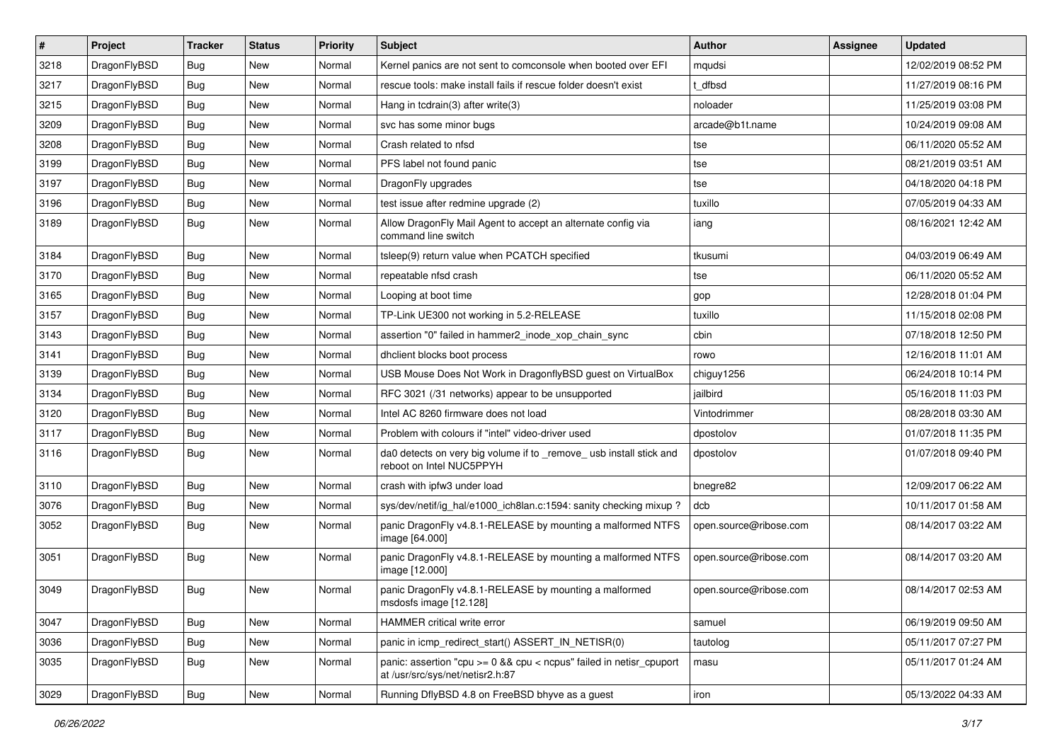| # | Project | Tracker | Status | Priority | Subject | Author | Assignee | Updated |
| --- | --- | --- | --- | --- | --- | --- | --- | --- |
| 3218 | DragonFlyBSD | Bug | New | Normal | Kernel panics are not sent to comconsole when booted over EFI | mqudsi | | 12/02/2019 08:52 PM |
| 3217 | DragonFlyBSD | Bug | New | Normal | rescue tools: make install fails if rescue folder doesn't exist | t_dfbsd | | 11/27/2019 08:16 PM |
| 3215 | DragonFlyBSD | Bug | New | Normal | Hang in tcdrain(3) after write(3) | noloader | | 11/25/2019 03:08 PM |
| 3209 | DragonFlyBSD | Bug | New | Normal | svc has some minor bugs | arcade@b1t.name | | 10/24/2019 09:08 AM |
| 3208 | DragonFlyBSD | Bug | New | Normal | Crash related to nfsd | tse | | 06/11/2020 05:52 AM |
| 3199 | DragonFlyBSD | Bug | New | Normal | PFS label not found panic | tse | | 08/21/2019 03:51 AM |
| 3197 | DragonFlyBSD | Bug | New | Normal | DragonFly upgrades | tse | | 04/18/2020 04:18 PM |
| 3196 | DragonFlyBSD | Bug | New | Normal | test issue after redmine upgrade (2) | tuxillo | | 07/05/2019 04:33 AM |
| 3189 | DragonFlyBSD | Bug | New | Normal | Allow DragonFly Mail Agent to accept an alternate config via command line switch | iang | | 08/16/2021 12:42 AM |
| 3184 | DragonFlyBSD | Bug | New | Normal | tsleep(9) return value when PCATCH specified | tkusumi | | 04/03/2019 06:49 AM |
| 3170 | DragonFlyBSD | Bug | New | Normal | repeatable nfsd crash | tse | | 06/11/2020 05:52 AM |
| 3165 | DragonFlyBSD | Bug | New | Normal | Looping at boot time | gop | | 12/28/2018 01:04 PM |
| 3157 | DragonFlyBSD | Bug | New | Normal | TP-Link UE300 not working in 5.2-RELEASE | tuxillo | | 11/15/2018 02:08 PM |
| 3143 | DragonFlyBSD | Bug | New | Normal | assertion "0" failed in hammer2_inode_xop_chain_sync | cbin | | 07/18/2018 12:50 PM |
| 3141 | DragonFlyBSD | Bug | New | Normal | dhclient blocks boot process | rowo | | 12/16/2018 11:01 AM |
| 3139 | DragonFlyBSD | Bug | New | Normal | USB Mouse Does Not Work in DragonflyBSD guest on VirtualBox | chiguy1256 | | 06/24/2018 10:14 PM |
| 3134 | DragonFlyBSD | Bug | New | Normal | RFC 3021 (/31 networks) appear to be unsupported | jailbird | | 05/16/2018 11:03 PM |
| 3120 | DragonFlyBSD | Bug | New | Normal | Intel AC 8260 firmware does not load | Vintodrimmer | | 08/28/2018 03:30 AM |
| 3117 | DragonFlyBSD | Bug | New | Normal | Problem with colours if "intel" video-driver used | dpostolov | | 01/07/2018 11:35 PM |
| 3116 | DragonFlyBSD | Bug | New | Normal | da0 detects on very big volume if to _remove_ usb install stick and reboot on Intel NUC5PPYH | dpostolov | | 01/07/2018 09:40 PM |
| 3110 | DragonFlyBSD | Bug | New | Normal | crash with ipfw3 under load | bnegre82 | | 12/09/2017 06:22 AM |
| 3076 | DragonFlyBSD | Bug | New | Normal | sys/dev/netif/ig_hal/e1000_ich8lan.c:1594: sanity checking mixup ? | dcb | | 10/11/2017 01:58 AM |
| 3052 | DragonFlyBSD | Bug | New | Normal | panic DragonFly v4.8.1-RELEASE by mounting a malformed NTFS image [64.000] | open.source@ribose.com | | 08/14/2017 03:22 AM |
| 3051 | DragonFlyBSD | Bug | New | Normal | panic DragonFly v4.8.1-RELEASE by mounting a malformed NTFS image [12.000] | open.source@ribose.com | | 08/14/2017 03:20 AM |
| 3049 | DragonFlyBSD | Bug | New | Normal | panic DragonFly v4.8.1-RELEASE by mounting a malformed msdosfs image [12.128] | open.source@ribose.com | | 08/14/2017 02:53 AM |
| 3047 | DragonFlyBSD | Bug | New | Normal | HAMMER critical write error | samuel | | 06/19/2019 09:50 AM |
| 3036 | DragonFlyBSD | Bug | New | Normal | panic in icmp_redirect_start() ASSERT_IN_NETISR(0) | tautolog | | 05/11/2017 07:27 PM |
| 3035 | DragonFlyBSD | Bug | New | Normal | panic: assertion "cpu >= 0 && cpu < ncpus" failed in netisr_cpuport at /usr/src/sys/net/netisr2.h:87 | masu | | 05/11/2017 01:24 AM |
| 3029 | DragonFlyBSD | Bug | New | Normal | Running DflyBSD 4.8 on FreeBSD bhyve as a guest | iron | | 05/13/2022 04:33 AM |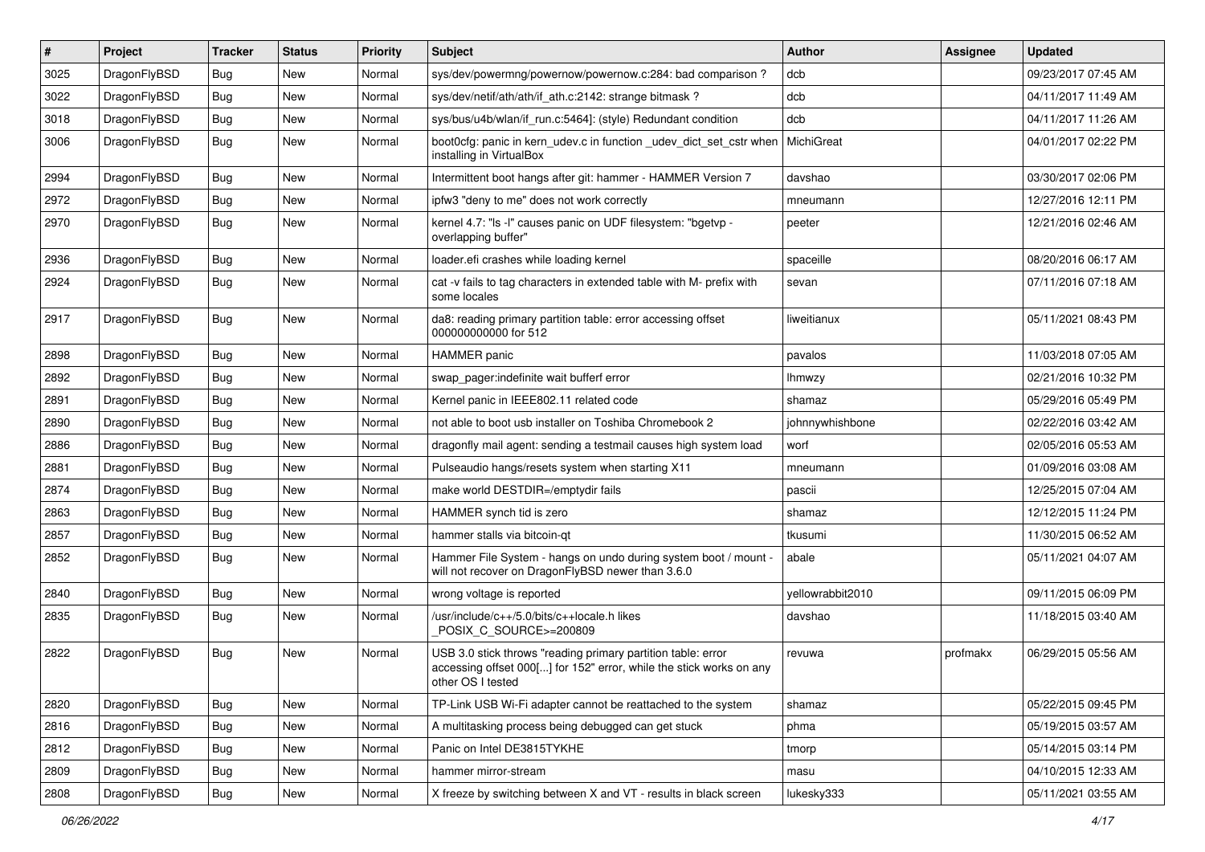| # | Project | Tracker | Status | Priority | Subject | Author | Assignee | Updated |
| --- | --- | --- | --- | --- | --- | --- | --- | --- |
| 3025 | DragonFlyBSD | Bug | New | Normal | sys/dev/powermng/powernow/powernow.c:284: bad comparison ? | dcb | | 09/23/2017 07:45 AM |
| 3022 | DragonFlyBSD | Bug | New | Normal | sys/dev/netif/ath/ath/if_ath.c:2142: strange bitmask ? | dcb | | 04/11/2017 11:49 AM |
| 3018 | DragonFlyBSD | Bug | New | Normal | sys/bus/u4b/wlan/if_run.c:5464]: (style) Redundant condition | dcb | | 04/11/2017 11:26 AM |
| 3006 | DragonFlyBSD | Bug | New | Normal | boot0cfg: panic in kern_udev.c in function _udev_dict_set_cstr when installing in VirtualBox | MichiGreat | | 04/01/2017 02:22 PM |
| 2994 | DragonFlyBSD | Bug | New | Normal | Intermittent boot hangs after git: hammer - HAMMER Version 7 | davshao | | 03/30/2017 02:06 PM |
| 2972 | DragonFlyBSD | Bug | New | Normal | ipfw3 "deny to me" does not work correctly | mneumann | | 12/27/2016 12:11 PM |
| 2970 | DragonFlyBSD | Bug | New | Normal | kernel 4.7: "ls -l" causes panic on UDF filesystem: "bgetvp - overlapping buffer" | peeter | | 12/21/2016 02:46 AM |
| 2936 | DragonFlyBSD | Bug | New | Normal | loader.efi crashes while loading kernel | spaceille | | 08/20/2016 06:17 AM |
| 2924 | DragonFlyBSD | Bug | New | Normal | cat -v fails to tag characters in extended table with M- prefix with some locales | sevan | | 07/11/2016 07:18 AM |
| 2917 | DragonFlyBSD | Bug | New | Normal | da8: reading primary partition table: error accessing offset 000000000000 for 512 | liweitianux | | 05/11/2021 08:43 PM |
| 2898 | DragonFlyBSD | Bug | New | Normal | HAMMER panic | pavalos | | 11/03/2018 07:05 AM |
| 2892 | DragonFlyBSD | Bug | New | Normal | swap_pager:indefinite wait bufferf error | lhmwzy | | 02/21/2016 10:32 PM |
| 2891 | DragonFlyBSD | Bug | New | Normal | Kernel panic in IEEE802.11 related code | shamaz | | 05/29/2016 05:49 PM |
| 2890 | DragonFlyBSD | Bug | New | Normal | not able to boot usb installer on Toshiba Chromebook 2 | johnnywhishbone | | 02/22/2016 03:42 AM |
| 2886 | DragonFlyBSD | Bug | New | Normal | dragonfly mail agent: sending a testmail causes high system load | worf | | 02/05/2016 05:53 AM |
| 2881 | DragonFlyBSD | Bug | New | Normal | Pulseaudio hangs/resets system when starting X11 | mneumann | | 01/09/2016 03:08 AM |
| 2874 | DragonFlyBSD | Bug | New | Normal | make world DESTDIR=/emptydir fails | pascii | | 12/25/2015 07:04 AM |
| 2863 | DragonFlyBSD | Bug | New | Normal | HAMMER synch tid is zero | shamaz | | 12/12/2015 11:24 PM |
| 2857 | DragonFlyBSD | Bug | New | Normal | hammer stalls via bitcoin-qt | tkusumi | | 11/30/2015 06:52 AM |
| 2852 | DragonFlyBSD | Bug | New | Normal | Hammer File System - hangs on undo during system boot / mount - will not recover on DragonFlyBSD newer than 3.6.0 | abale | | 05/11/2021 04:07 AM |
| 2840 | DragonFlyBSD | Bug | New | Normal | wrong voltage is reported | yellowrabbit2010 | | 09/11/2015 06:09 PM |
| 2835 | DragonFlyBSD | Bug | New | Normal | /usr/include/c++/5.0/bits/c++locale.h likes _POSIX_C_SOURCE>=200809 | davshao | | 11/18/2015 03:40 AM |
| 2822 | DragonFlyBSD | Bug | New | Normal | USB 3.0 stick throws "reading primary partition table: error accessing offset 000[...] for 152" error, while the stick works on any other OS I tested | revuwa | profmakx | 06/29/2015 05:56 AM |
| 2820 | DragonFlyBSD | Bug | New | Normal | TP-Link USB Wi-Fi adapter cannot be reattached to the system | shamaz | | 05/22/2015 09:45 PM |
| 2816 | DragonFlyBSD | Bug | New | Normal | A multitasking process being debugged can get stuck | phma | | 05/19/2015 03:57 AM |
| 2812 | DragonFlyBSD | Bug | New | Normal | Panic on Intel DE3815TYKHE | tmorp | | 05/14/2015 03:14 PM |
| 2809 | DragonFlyBSD | Bug | New | Normal | hammer mirror-stream | masu | | 04/10/2015 12:33 AM |
| 2808 | DragonFlyBSD | Bug | New | Normal | X freeze by switching between X and VT - results in black screen | lukesky333 | | 05/11/2021 03:55 AM |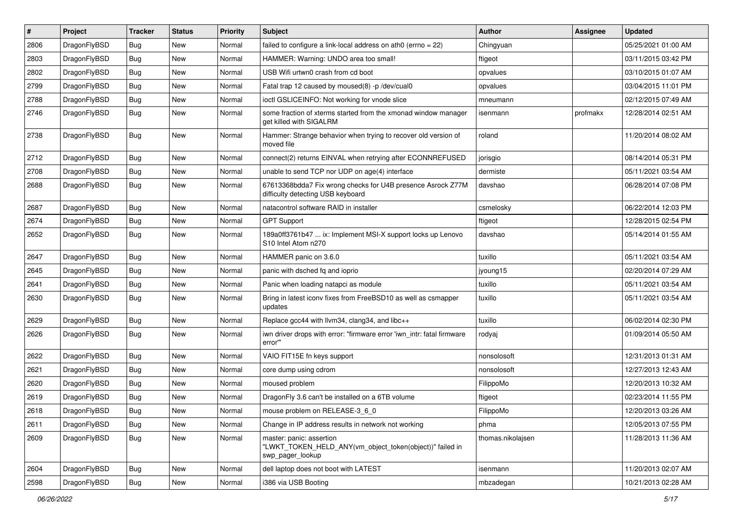| # | Project | Tracker | Status | Priority | Subject | Author | Assignee | Updated |
|---|---|---|---|---|---|---|---|---|
| 2806 | DragonFlyBSD | Bug | New | Normal | failed to configure a link-local address on ath0 (errno = 22) | Chingyuan | | 05/25/2021 01:00 AM |
| 2803 | DragonFlyBSD | Bug | New | Normal | HAMMER: Warning: UNDO area too small! | ftigeot | | 03/11/2015 03:42 PM |
| 2802 | DragonFlyBSD | Bug | New | Normal | USB Wifi urtwn0 crash from cd boot | opvalues | | 03/10/2015 01:07 AM |
| 2799 | DragonFlyBSD | Bug | New | Normal | Fatal trap 12 caused by moused(8) -p /dev/cual0 | opvalues | | 03/04/2015 11:01 PM |
| 2788 | DragonFlyBSD | Bug | New | Normal | ioctl GSLICEINFO: Not working for vnode slice | mneumann | | 02/12/2015 07:49 AM |
| 2746 | DragonFlyBSD | Bug | New | Normal | some fraction of xterms started from the xmonad window manager get killed with SIGALRM | isenmann | profmakx | 12/28/2014 02:51 AM |
| 2738 | DragonFlyBSD | Bug | New | Normal | Hammer: Strange behavior when trying to recover old version of moved file | roland | | 11/20/2014 08:02 AM |
| 2712 | DragonFlyBSD | Bug | New | Normal | connect(2) returns EINVAL when retrying after ECONNREFUSED | jorisgio | | 08/14/2014 05:31 PM |
| 2708 | DragonFlyBSD | Bug | New | Normal | unable to send TCP nor UDP on age(4) interface | dermiste | | 05/11/2021 03:54 AM |
| 2688 | DragonFlyBSD | Bug | New | Normal | 67613368bdda7 Fix wrong checks for U4B presence Asrock Z77M difficulty detecting USB keyboard | davshao | | 06/28/2014 07:08 PM |
| 2687 | DragonFlyBSD | Bug | New | Normal | natacontrol software RAID in installer | csmelosky | | 06/22/2014 12:03 PM |
| 2674 | DragonFlyBSD | Bug | New | Normal | GPT Support | ftigeot | | 12/28/2015 02:54 PM |
| 2652 | DragonFlyBSD | Bug | New | Normal | 189a0ff3761b47 ... ix: Implement MSI-X support locks up Lenovo S10 Intel Atom n270 | davshao | | 05/14/2014 01:55 AM |
| 2647 | DragonFlyBSD | Bug | New | Normal | HAMMER panic on 3.6.0 | tuxillo | | 05/11/2021 03:54 AM |
| 2645 | DragonFlyBSD | Bug | New | Normal | panic with dsched fq and ioprio | jyoung15 | | 02/20/2014 07:29 AM |
| 2641 | DragonFlyBSD | Bug | New | Normal | Panic when loading natapci as module | tuxillo | | 05/11/2021 03:54 AM |
| 2630 | DragonFlyBSD | Bug | New | Normal | Bring in latest iconv fixes from FreeBSD10 as well as csmapper updates | tuxillo | | 05/11/2021 03:54 AM |
| 2629 | DragonFlyBSD | Bug | New | Normal | Replace gcc44 with llvm34, clang34, and libc++ | tuxillo | | 06/02/2014 02:30 PM |
| 2626 | DragonFlyBSD | Bug | New | Normal | iwn driver drops with error: "firmware error 'iwn_intr: fatal firmware error'" | rodyaj | | 01/09/2014 05:50 AM |
| 2622 | DragonFlyBSD | Bug | New | Normal | VAIO FIT15E fn keys support | nonsolosoft | | 12/31/2013 01:31 AM |
| 2621 | DragonFlyBSD | Bug | New | Normal | core dump using cdrom | nonsolosoft | | 12/27/2013 12:43 AM |
| 2620 | DragonFlyBSD | Bug | New | Normal | moused problem | FilippoMo | | 12/20/2013 10:32 AM |
| 2619 | DragonFlyBSD | Bug | New | Normal | DragonFly 3.6 can't be installed on a 6TB volume | ftigeot | | 02/23/2014 11:55 PM |
| 2618 | DragonFlyBSD | Bug | New | Normal | mouse problem on RELEASE-3_6_0 | FilippoMo | | 12/20/2013 03:26 AM |
| 2611 | DragonFlyBSD | Bug | New | Normal | Change in IP address results in network not working | phma | | 12/05/2013 07:55 PM |
| 2609 | DragonFlyBSD | Bug | New | Normal | master: panic: assertion "LWKT_TOKEN_HELD_ANY(vm_object_token(object))" failed in swp_pager_lookup | thomas.nikolajsen | | 11/28/2013 11:36 AM |
| 2604 | DragonFlyBSD | Bug | New | Normal | dell laptop does not boot with LATEST | isenmann | | 11/20/2013 02:07 AM |
| 2598 | DragonFlyBSD | Bug | New | Normal | i386 via USB Booting | mbzadegan | | 10/21/2013 02:28 AM |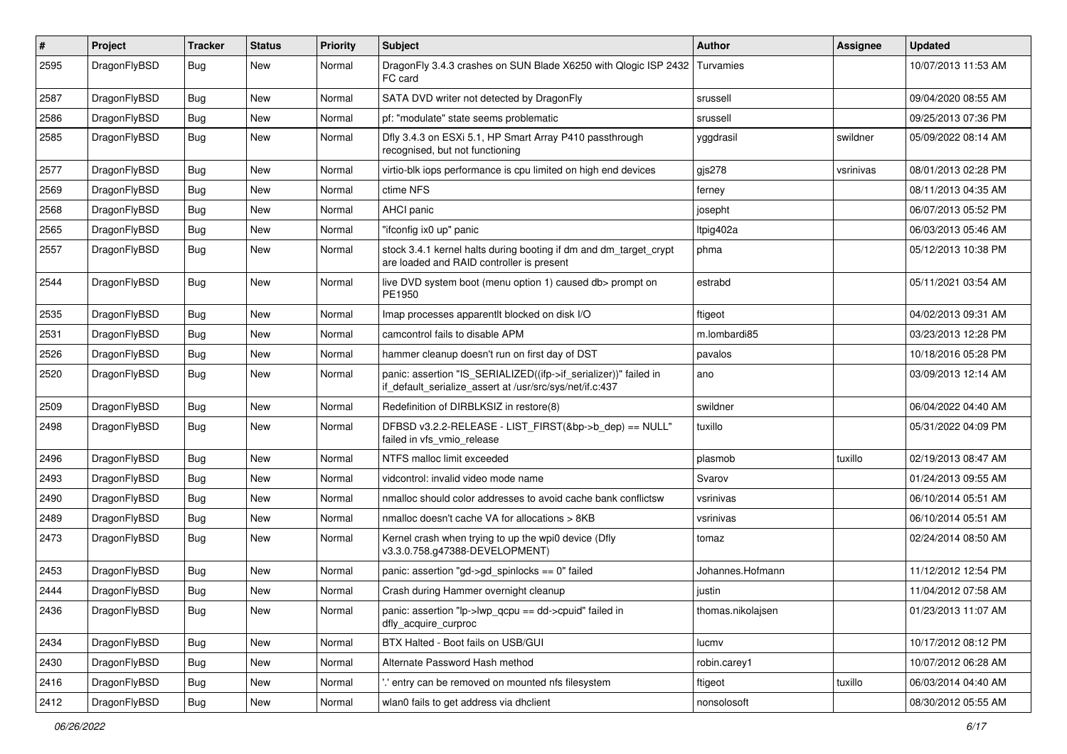| # | Project | Tracker | Status | Priority | Subject | Author | Assignee | Updated |
|---|---|---|---|---|---|---|---|---|
| 2595 | DragonFlyBSD | Bug | New | Normal | DragonFly 3.4.3 crashes on SUN Blade X6250 with Qlogic ISP 2432 FC card | Turvamies | | 10/07/2013 11:53 AM |
| 2587 | DragonFlyBSD | Bug | New | Normal | SATA DVD writer not detected by DragonFly | srussell | | 09/04/2020 08:55 AM |
| 2586 | DragonFlyBSD | Bug | New | Normal | pf: "modulate" state seems problematic | srussell | | 09/25/2013 07:36 PM |
| 2585 | DragonFlyBSD | Bug | New | Normal | Dfly 3.4.3 on ESXi 5.1, HP Smart Array P410 passthrough recognised, but not functioning | yggdrasil | swildner | 05/09/2022 08:14 AM |
| 2577 | DragonFlyBSD | Bug | New | Normal | virtio-blk iops performance is cpu limited on high end devices | gjs278 | vsrinivas | 08/01/2013 02:28 PM |
| 2569 | DragonFlyBSD | Bug | New | Normal | ctime NFS | ferney | | 08/11/2013 04:35 AM |
| 2568 | DragonFlyBSD | Bug | New | Normal | AHCI panic | josepht | | 06/07/2013 05:52 PM |
| 2565 | DragonFlyBSD | Bug | New | Normal | "ifconfig ix0 up" panic | ltpig402a | | 06/03/2013 05:46 AM |
| 2557 | DragonFlyBSD | Bug | New | Normal | stock 3.4.1 kernel halts during booting if dm and dm_target_crypt are loaded and RAID controller is present | phma | | 05/12/2013 10:38 PM |
| 2544 | DragonFlyBSD | Bug | New | Normal | live DVD system boot (menu option 1) caused db> prompt on PE1950 | estrabd | | 05/11/2021 03:54 AM |
| 2535 | DragonFlyBSD | Bug | New | Normal | Imap processes apparentlt blocked on disk I/O | ftigeot | | 04/02/2013 09:31 AM |
| 2531 | DragonFlyBSD | Bug | New | Normal | camcontrol fails to disable APM | m.lombardi85 | | 03/23/2013 12:28 PM |
| 2526 | DragonFlyBSD | Bug | New | Normal | hammer cleanup doesn't run on first day of DST | pavalos | | 10/18/2016 05:28 PM |
| 2520 | DragonFlyBSD | Bug | New | Normal | panic: assertion "IS_SERIALIZED((ifp->if_serializer))" failed in if_default_serialize_assert at /usr/src/sys/net/if.c:437 | ano | | 03/09/2013 12:14 AM |
| 2509 | DragonFlyBSD | Bug | New | Normal | Redefinition of DIRBLKSIZ in restore(8) | swildner | | 06/04/2022 04:40 AM |
| 2498 | DragonFlyBSD | Bug | New | Normal | DFBSD v3.2.2-RELEASE - LIST_FIRST(&bp->b_dep) == NULL" failed in vfs_vmio_release | tuxillo | | 05/31/2022 04:09 PM |
| 2496 | DragonFlyBSD | Bug | New | Normal | NTFS malloc limit exceeded | plasmob | tuxillo | 02/19/2013 08:47 AM |
| 2493 | DragonFlyBSD | Bug | New | Normal | vidcontrol: invalid video mode name | Svarov | | 01/24/2013 09:55 AM |
| 2490 | DragonFlyBSD | Bug | New | Normal | nmalloc should color addresses to avoid cache bank conflictsw | vsrinivas | | 06/10/2014 05:51 AM |
| 2489 | DragonFlyBSD | Bug | New | Normal | nmalloc doesn't cache VA for allocations > 8KB | vsrinivas | | 06/10/2014 05:51 AM |
| 2473 | DragonFlyBSD | Bug | New | Normal | Kernel crash when trying to up the wpi0 device (Dfly v3.3.0.758.g47388-DEVELOPMENT) | tomaz | | 02/24/2014 08:50 AM |
| 2453 | DragonFlyBSD | Bug | New | Normal | panic: assertion "gd->gd_spinlocks == 0" failed | Johannes.Hofmann | | 11/12/2012 12:54 PM |
| 2444 | DragonFlyBSD | Bug | New | Normal | Crash during Hammer overnight cleanup | justin | | 11/04/2012 07:58 AM |
| 2436 | DragonFlyBSD | Bug | New | Normal | panic: assertion "lp->lwp_qcpu == dd->cpuid" failed in dfly_acquire_curproc | thomas.nikolajsen | | 01/23/2013 11:07 AM |
| 2434 | DragonFlyBSD | Bug | New | Normal | BTX Halted - Boot fails on USB/GUI | lucmv | | 10/17/2012 08:12 PM |
| 2430 | DragonFlyBSD | Bug | New | Normal | Alternate Password Hash method | robin.carey1 | | 10/07/2012 06:28 AM |
| 2416 | DragonFlyBSD | Bug | New | Normal | '.' entry can be removed on mounted nfs filesystem | ftigeot | tuxillo | 06/03/2014 04:40 AM |
| 2412 | DragonFlyBSD | Bug | New | Normal | wlan0 fails to get address via dhclient | nonsolosoft | | 08/30/2012 05:55 AM |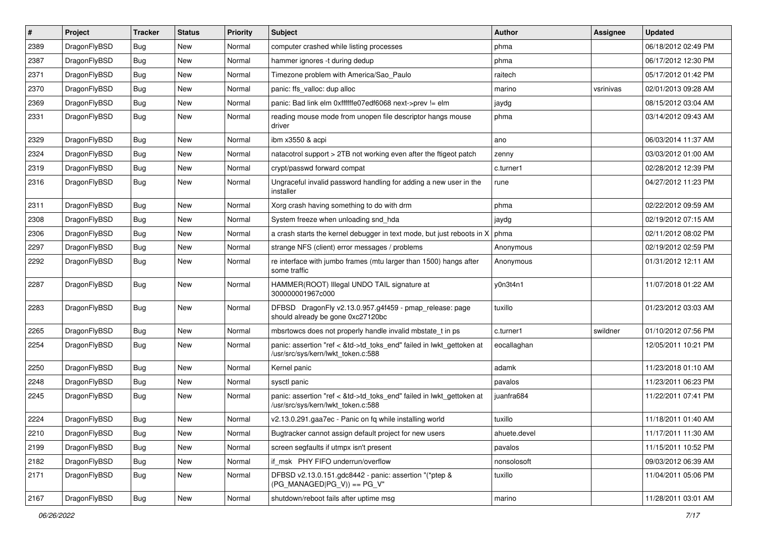| # | Project | Tracker | Status | Priority | Subject | Author | Assignee | Updated |
|---|---|---|---|---|---|---|---|---|
| 2389 | DragonFlyBSD | Bug | New | Normal | computer crashed while listing processes | phma | | 06/18/2012 02:49 PM |
| 2387 | DragonFlyBSD | Bug | New | Normal | hammer ignores -t during dedup | phma | | 06/17/2012 12:30 PM |
| 2371 | DragonFlyBSD | Bug | New | Normal | Timezone problem with America/Sao_Paulo | raitech | | 05/17/2012 01:42 PM |
| 2370 | DragonFlyBSD | Bug | New | Normal | panic: ffs_valloc: dup alloc | marino | vsrinivas | 02/01/2013 09:28 AM |
| 2369 | DragonFlyBSD | Bug | New | Normal | panic: Bad link elm 0xffffffe07edf6068 next->prev != elm | jaydg | | 08/15/2012 03:04 AM |
| 2331 | DragonFlyBSD | Bug | New | Normal | reading mouse mode from unopen file descriptor hangs mouse driver | phma | | 03/14/2012 09:43 AM |
| 2329 | DragonFlyBSD | Bug | New | Normal | ibm x3550 & acpi | ano | | 06/03/2014 11:37 AM |
| 2324 | DragonFlyBSD | Bug | New | Normal | natacotrol support > 2TB not working even after the ftigeot patch | zenny | | 03/03/2012 01:00 AM |
| 2319 | DragonFlyBSD | Bug | New | Normal | crypt/passwd forward compat | c.turner1 | | 02/28/2012 12:39 PM |
| 2316 | DragonFlyBSD | Bug | New | Normal | Ungraceful invalid password handling for adding a new user in the installer | rune | | 04/27/2012 11:23 PM |
| 2311 | DragonFlyBSD | Bug | New | Normal | Xorg crash having something to do with drm | phma | | 02/22/2012 09:59 AM |
| 2308 | DragonFlyBSD | Bug | New | Normal | System freeze when unloading snd_hda | jaydg | | 02/19/2012 07:15 AM |
| 2306 | DragonFlyBSD | Bug | New | Normal | a crash starts the kernel debugger in text mode, but just reboots in X | phma | | 02/11/2012 08:02 PM |
| 2297 | DragonFlyBSD | Bug | New | Normal | strange NFS (client) error messages / problems | Anonymous | | 02/19/2012 02:59 PM |
| 2292 | DragonFlyBSD | Bug | New | Normal | re interface with jumbo frames (mtu larger than 1500) hangs after some traffic | Anonymous | | 01/31/2012 12:11 AM |
| 2287 | DragonFlyBSD | Bug | New | Normal | HAMMER(ROOT) Illegal UNDO TAIL signature at 300000001967c000 | y0n3t4n1 | | 11/07/2018 01:22 AM |
| 2283 | DragonFlyBSD | Bug | New | Normal | DFBSD DragonFly v2.13.0.957.g4f459 - pmap_release: page should already be gone 0xc27120bc | tuxillo | | 01/23/2012 03:03 AM |
| 2265 | DragonFlyBSD | Bug | New | Normal | mbsrtowcs does not properly handle invalid mbstate_t in ps | c.turner1 | swildner | 01/10/2012 07:56 PM |
| 2254 | DragonFlyBSD | Bug | New | Normal | panic: assertion "ref < &td->td_toks_end" failed in lwkt_gettoken at /usr/src/sys/kern/lwkt_token.c:588 | eocallaghan | | 12/05/2011 10:21 PM |
| 2250 | DragonFlyBSD | Bug | New | Normal | Kernel panic | adamk | | 11/23/2018 01:10 AM |
| 2248 | DragonFlyBSD | Bug | New | Normal | sysctl panic | pavalos | | 11/23/2011 06:23 PM |
| 2245 | DragonFlyBSD | Bug | New | Normal | panic: assertion "ref < &td->td_toks_end" failed in lwkt_gettoken at /usr/src/sys/kern/lwkt_token.c:588 | juanfra684 | | 11/22/2011 07:41 PM |
| 2224 | DragonFlyBSD | Bug | New | Normal | v2.13.0.291.gaa7ec - Panic on fq while installing world | tuxillo | | 11/18/2011 01:40 AM |
| 2210 | DragonFlyBSD | Bug | New | Normal | Bugtracker cannot assign default project for new users | ahuete.devel | | 11/17/2011 11:30 AM |
| 2199 | DragonFlyBSD | Bug | New | Normal | screen segfaults if utmpx isn't present | pavalos | | 11/15/2011 10:52 PM |
| 2182 | DragonFlyBSD | Bug | New | Normal | if_msk PHY FIFO underrun/overflow | nonsolosoft | | 09/03/2012 06:39 AM |
| 2171 | DragonFlyBSD | Bug | New | Normal | DFBSD v2.13.0.151.gdc8442 - panic: assertion "(*ptep & (PG_MANAGED\|PG_V)) == PG_V" | tuxillo | | 11/04/2011 05:06 PM |
| 2167 | DragonFlyBSD | Bug | New | Normal | shutdown/reboot fails after uptime msg | marino | | 11/28/2011 03:01 AM |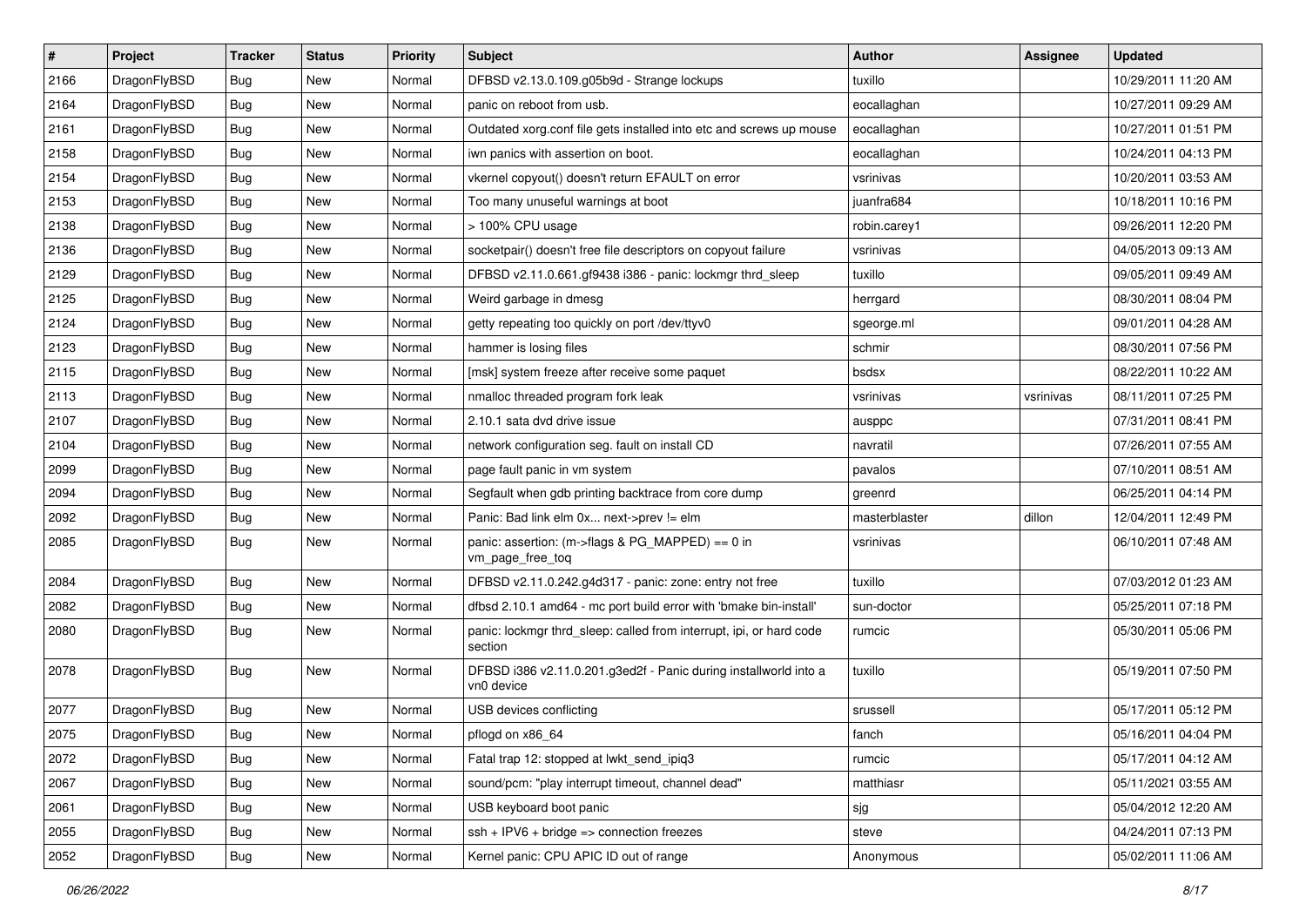| # | Project | Tracker | Status | Priority | Subject | Author | Assignee | Updated |
|---|---|---|---|---|---|---|---|---|
| 2166 | DragonFlyBSD | Bug | New | Normal | DFBSD v2.13.0.109.g05b9d - Strange lockups | tuxillo | | 10/29/2011 11:20 AM |
| 2164 | DragonFlyBSD | Bug | New | Normal | panic on reboot from usb. | eocallaghan | | 10/27/2011 09:29 AM |
| 2161 | DragonFlyBSD | Bug | New | Normal | Outdated xorg.conf file gets installed into etc and screws up mouse | eocallaghan | | 10/27/2011 01:51 PM |
| 2158 | DragonFlyBSD | Bug | New | Normal | iwn panics with assertion on boot. | eocallaghan | | 10/24/2011 04:13 PM |
| 2154 | DragonFlyBSD | Bug | New | Normal | vkernel copyout() doesn't return EFAULT on error | vsrinivas | | 10/20/2011 03:53 AM |
| 2153 | DragonFlyBSD | Bug | New | Normal | Too many unuseful warnings at boot | juanfra684 | | 10/18/2011 10:16 PM |
| 2138 | DragonFlyBSD | Bug | New | Normal | > 100% CPU usage | robin.carey1 | | 09/26/2011 12:20 PM |
| 2136 | DragonFlyBSD | Bug | New | Normal | socketpair() doesn't free file descriptors on copyout failure | vsrinivas | | 04/05/2013 09:13 AM |
| 2129 | DragonFlyBSD | Bug | New | Normal | DFBSD v2.11.0.661.gf9438 i386 - panic: lockmgr thrd_sleep | tuxillo | | 09/05/2011 09:49 AM |
| 2125 | DragonFlyBSD | Bug | New | Normal | Weird garbage in dmesg | herrgard | | 08/30/2011 08:04 PM |
| 2124 | DragonFlyBSD | Bug | New | Normal | getty repeating too quickly on port /dev/ttyv0 | sgeorge.ml | | 09/01/2011 04:28 AM |
| 2123 | DragonFlyBSD | Bug | New | Normal | hammer is losing files | schmir | | 08/30/2011 07:56 PM |
| 2115 | DragonFlyBSD | Bug | New | Normal | [msk] system freeze after receive some paquet | bsdsx | | 08/22/2011 10:22 AM |
| 2113 | DragonFlyBSD | Bug | New | Normal | nmalloc threaded program fork leak | vsrinivas | vsrinivas | 08/11/2011 07:25 PM |
| 2107 | DragonFlyBSD | Bug | New | Normal | 2.10.1 sata dvd drive issue | ausppc | | 07/31/2011 08:41 PM |
| 2104 | DragonFlyBSD | Bug | New | Normal | network configuration seg. fault on install CD | navratil | | 07/26/2011 07:55 AM |
| 2099 | DragonFlyBSD | Bug | New | Normal | page fault panic in vm system | pavalos | | 07/10/2011 08:51 AM |
| 2094 | DragonFlyBSD | Bug | New | Normal | Segfault when gdb printing backtrace from core dump | greenrd | | 06/25/2011 04:14 PM |
| 2092 | DragonFlyBSD | Bug | New | Normal | Panic: Bad link elm 0x... next->prev != elm | masterblaster | dillon | 12/04/2011 12:49 PM |
| 2085 | DragonFlyBSD | Bug | New | Normal | panic: assertion: (m->flags & PG_MAPPED) == 0 in vm_page_free_toq | vsrinivas | | 06/10/2011 07:48 AM |
| 2084 | DragonFlyBSD | Bug | New | Normal | DFBSD v2.11.0.242.g4d317 - panic: zone: entry not free | tuxillo | | 07/03/2012 01:23 AM |
| 2082 | DragonFlyBSD | Bug | New | Normal | dfbsd 2.10.1 amd64 - mc port build error with 'bmake bin-install' | sun-doctor | | 05/25/2011 07:18 PM |
| 2080 | DragonFlyBSD | Bug | New | Normal | panic: lockmgr thrd_sleep: called from interrupt, ipi, or hard code section | rumcic | | 05/30/2011 05:06 PM |
| 2078 | DragonFlyBSD | Bug | New | Normal | DFBSD i386 v2.11.0.201.g3ed2f - Panic during installworld into a vn0 device | tuxillo | | 05/19/2011 07:50 PM |
| 2077 | DragonFlyBSD | Bug | New | Normal | USB devices conflicting | srussell | | 05/17/2011 05:12 PM |
| 2075 | DragonFlyBSD | Bug | New | Normal | pflogd on x86_64 | fanch | | 05/16/2011 04:04 PM |
| 2072 | DragonFlyBSD | Bug | New | Normal | Fatal trap 12: stopped at lwkt_send_ipiq3 | rumcic | | 05/17/2011 04:12 AM |
| 2067 | DragonFlyBSD | Bug | New | Normal | sound/pcm: "play interrupt timeout, channel dead" | matthiasr | | 05/11/2021 03:55 AM |
| 2061 | DragonFlyBSD | Bug | New | Normal | USB keyboard boot panic | sjg | | 05/04/2012 12:20 AM |
| 2055 | DragonFlyBSD | Bug | New | Normal | ssh + IPV6 + bridge => connection freezes | steve | | 04/24/2011 07:13 PM |
| 2052 | DragonFlyBSD | Bug | New | Normal | Kernel panic: CPU APIC ID out of range | Anonymous | | 05/02/2011 11:06 AM |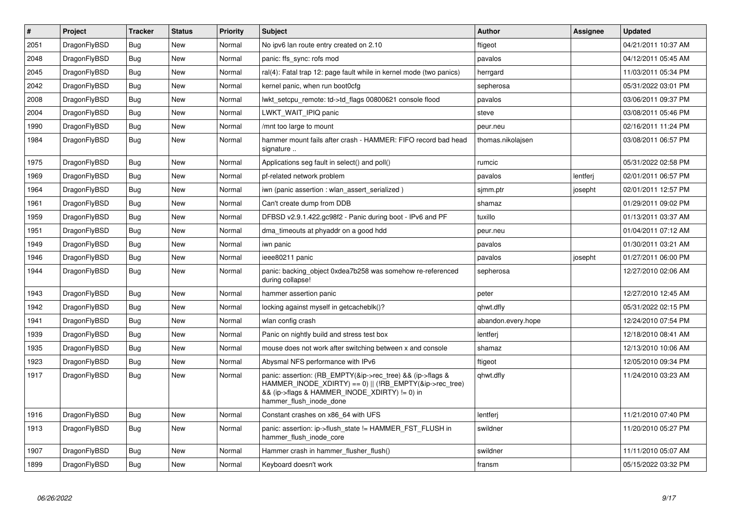| # | Project | Tracker | Status | Priority | Subject | Author | Assignee | Updated |
|---|---|---|---|---|---|---|---|---|
| 2051 | DragonFlyBSD | Bug | New | Normal | No ipv6 lan route entry created on 2.10 | ftigeot | | 04/21/2011 10:37 AM |
| 2048 | DragonFlyBSD | Bug | New | Normal | panic: ffs_sync: rofs mod | pavalos | | 04/12/2011 05:45 AM |
| 2045 | DragonFlyBSD | Bug | New | Normal | ral(4): Fatal trap 12: page fault while in kernel mode (two panics) | herrgard | | 11/03/2011 05:34 PM |
| 2042 | DragonFlyBSD | Bug | New | Normal | kernel panic, when run boot0cfg | sepherosa | | 05/31/2022 03:01 PM |
| 2008 | DragonFlyBSD | Bug | New | Normal | lwkt_setcpu_remote: td->td_flags 00800621 console flood | pavalos | | 03/06/2011 09:37 PM |
| 2004 | DragonFlyBSD | Bug | New | Normal | LWKT_WAIT_IPIQ panic | steve | | 03/08/2011 05:46 PM |
| 1990 | DragonFlyBSD | Bug | New | Normal | /mnt too large to mount | peur.neu | | 02/16/2011 11:24 PM |
| 1984 | DragonFlyBSD | Bug | New | Normal | hammer mount fails after crash - HAMMER: FIFO record bad head signature .. | thomas.nikolajsen | | 03/08/2011 06:57 PM |
| 1975 | DragonFlyBSD | Bug | New | Normal | Applications seg fault in select() and poll() | rumcic | | 05/31/2022 02:58 PM |
| 1969 | DragonFlyBSD | Bug | New | Normal | pf-related network problem | pavalos | lentferj | 02/01/2011 06:57 PM |
| 1964 | DragonFlyBSD | Bug | New | Normal | iwn (panic assertion : wlan_assert_serialized ) | sjmm.ptr | josepht | 02/01/2011 12:57 PM |
| 1961 | DragonFlyBSD | Bug | New | Normal | Can't create dump from DDB | shamaz | | 01/29/2011 09:02 PM |
| 1959 | DragonFlyBSD | Bug | New | Normal | DFBSD v2.9.1.422.gc98f2 - Panic during boot - IPv6 and PF | tuxillo | | 01/13/2011 03:37 AM |
| 1951 | DragonFlyBSD | Bug | New | Normal | dma_timeouts at phyaddr on a good hdd | peur.neu | | 01/04/2011 07:12 AM |
| 1949 | DragonFlyBSD | Bug | New | Normal | iwn panic | pavalos | | 01/30/2011 03:21 AM |
| 1946 | DragonFlyBSD | Bug | New | Normal | ieee80211 panic | pavalos | josepht | 01/27/2011 06:00 PM |
| 1944 | DragonFlyBSD | Bug | New | Normal | panic: backing_object 0xdea7b258 was somehow re-referenced during collapse! | sepherosa | | 12/27/2010 02:06 AM |
| 1943 | DragonFlyBSD | Bug | New | Normal | hammer assertion panic | peter | | 12/27/2010 12:45 AM |
| 1942 | DragonFlyBSD | Bug | New | Normal | locking against myself in getcacheblk()? | qhwt.dfly | | 05/31/2022 02:15 PM |
| 1941 | DragonFlyBSD | Bug | New | Normal | wlan config crash | abandon.every.hope | | 12/24/2010 07:54 PM |
| 1939 | DragonFlyBSD | Bug | New | Normal | Panic on nightly build and stress test box | lentferj | | 12/18/2010 08:41 AM |
| 1935 | DragonFlyBSD | Bug | New | Normal | mouse does not work after switching between x and console | shamaz | | 12/13/2010 10:06 AM |
| 1923 | DragonFlyBSD | Bug | New | Normal | Abysmal NFS performance with IPv6 | ftigeot | | 12/05/2010 09:34 PM |
| 1917 | DragonFlyBSD | Bug | New | Normal | panic: assertion: (RB_EMPTY(&ip->rec_tree) && (ip->flags & HAMMER_INODE_XDIRTY) == 0) \|\| (!RB_EMPTY(&ip->rec_tree) && (ip->flags & HAMMER_INODE_XDIRTY) != 0) in hammer_flush_inode_done | qhwt.dfly | | 11/24/2010 03:23 AM |
| 1916 | DragonFlyBSD | Bug | New | Normal | Constant crashes on x86_64 with UFS | lentferj | | 11/21/2010 07:40 PM |
| 1913 | DragonFlyBSD | Bug | New | Normal | panic: assertion: ip->flush_state != HAMMER_FST_FLUSH in hammer_flush_inode_core | swildner | | 11/20/2010 05:27 PM |
| 1907 | DragonFlyBSD | Bug | New | Normal | Hammer crash in hammer_flusher_flush() | swildner | | 11/11/2010 05:07 AM |
| 1899 | DragonFlyBSD | Bug | New | Normal | Keyboard doesn't work | fransm | | 05/15/2022 03:32 PM |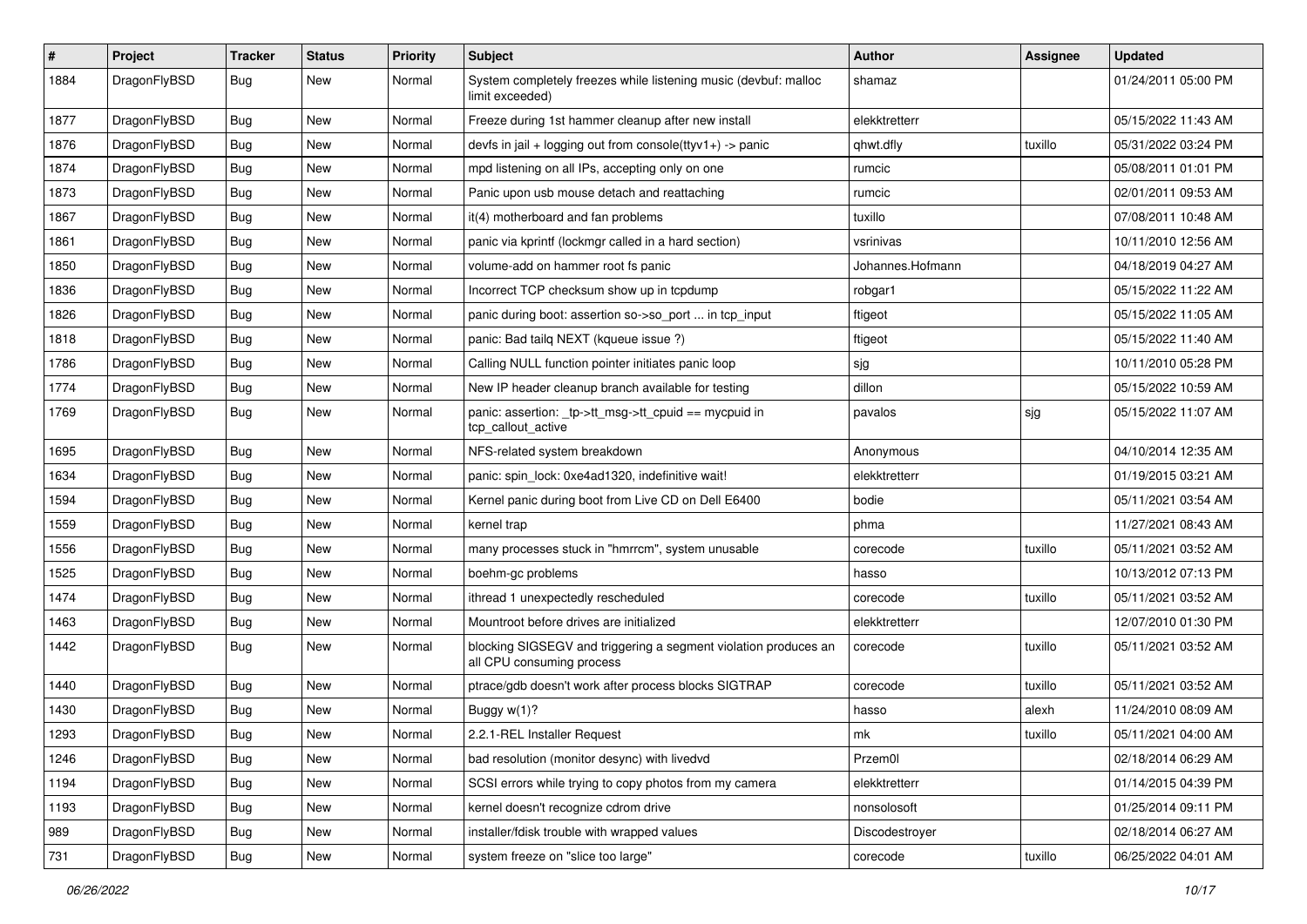| # | Project | Tracker | Status | Priority | Subject | Author | Assignee | Updated |
|---|---|---|---|---|---|---|---|---|
| 1884 | DragonFlyBSD | Bug | New | Normal | System completely freezes while listening music (devbuf: malloc limit exceeded) | shamaz | | 01/24/2011 05:00 PM |
| 1877 | DragonFlyBSD | Bug | New | Normal | Freeze during 1st hammer cleanup after new install | elekktretterr | | 05/15/2022 11:43 AM |
| 1876 | DragonFlyBSD | Bug | New | Normal | devfs in jail + logging out from console(ttyv1+) -> panic | qhwt.dfly | tuxillo | 05/31/2022 03:24 PM |
| 1874 | DragonFlyBSD | Bug | New | Normal | mpd listening on all IPs, accepting only on one | rumcic | | 05/08/2011 01:01 PM |
| 1873 | DragonFlyBSD | Bug | New | Normal | Panic upon usb mouse detach and reattaching | rumcic | | 02/01/2011 09:53 AM |
| 1867 | DragonFlyBSD | Bug | New | Normal | it(4) motherboard and fan problems | tuxillo | | 07/08/2011 10:48 AM |
| 1861 | DragonFlyBSD | Bug | New | Normal | panic via kprintf (lockmgr called in a hard section) | vsrinivas | | 10/11/2010 12:56 AM |
| 1850 | DragonFlyBSD | Bug | New | Normal | volume-add on hammer root fs panic | Johannes.Hofmann | | 04/18/2019 04:27 AM |
| 1836 | DragonFlyBSD | Bug | New | Normal | Incorrect TCP checksum show up in tcpdump | robgar1 | | 05/15/2022 11:22 AM |
| 1826 | DragonFlyBSD | Bug | New | Normal | panic during boot: assertion so->so_port ... in tcp_input | ftigeot | | 05/15/2022 11:05 AM |
| 1818 | DragonFlyBSD | Bug | New | Normal | panic: Bad tailq NEXT (kqueue issue ?) | ftigeot | | 05/15/2022 11:40 AM |
| 1786 | DragonFlyBSD | Bug | New | Normal | Calling NULL function pointer initiates panic loop | sjg | | 10/11/2010 05:28 PM |
| 1774 | DragonFlyBSD | Bug | New | Normal | New IP header cleanup branch available for testing | dillon | | 05/15/2022 10:59 AM |
| 1769 | DragonFlyBSD | Bug | New | Normal | panic: assertion: _tp->tt_msg->tt_cpuid == mycpuid in tcp_callout_active | pavalos | sjg | 05/15/2022 11:07 AM |
| 1695 | DragonFlyBSD | Bug | New | Normal | NFS-related system breakdown | Anonymous | | 04/10/2014 12:35 AM |
| 1634 | DragonFlyBSD | Bug | New | Normal | panic: spin_lock: 0xe4ad1320, indefinitive wait! | elekktretterr | | 01/19/2015 03:21 AM |
| 1594 | DragonFlyBSD | Bug | New | Normal | Kernel panic during boot from Live CD on Dell E6400 | bodie | | 05/11/2021 03:54 AM |
| 1559 | DragonFlyBSD | Bug | New | Normal | kernel trap | phma | | 11/27/2021 08:43 AM |
| 1556 | DragonFlyBSD | Bug | New | Normal | many processes stuck in "hmrrcm", system unusable | corecode | tuxillo | 05/11/2021 03:52 AM |
| 1525 | DragonFlyBSD | Bug | New | Normal | boehm-gc problems | hasso | | 10/13/2012 07:13 PM |
| 1474 | DragonFlyBSD | Bug | New | Normal | ithread 1 unexpectedly rescheduled | corecode | tuxillo | 05/11/2021 03:52 AM |
| 1463 | DragonFlyBSD | Bug | New | Normal | Mountroot before drives are initialized | elekktretterr | | 12/07/2010 01:30 PM |
| 1442 | DragonFlyBSD | Bug | New | Normal | blocking SIGSEGV and triggering a segment violation produces an all CPU consuming process | corecode | tuxillo | 05/11/2021 03:52 AM |
| 1440 | DragonFlyBSD | Bug | New | Normal | ptrace/gdb doesn't work after process blocks SIGTRAP | corecode | tuxillo | 05/11/2021 03:52 AM |
| 1430 | DragonFlyBSD | Bug | New | Normal | Buggy w(1)? | hasso | alexh | 11/24/2010 08:09 AM |
| 1293 | DragonFlyBSD | Bug | New | Normal | 2.2.1-REL Installer Request | mk | tuxillo | 05/11/2021 04:00 AM |
| 1246 | DragonFlyBSD | Bug | New | Normal | bad resolution (monitor desync) with livedvd | Przem0l | | 02/18/2014 06:29 AM |
| 1194 | DragonFlyBSD | Bug | New | Normal | SCSI errors while trying to copy photos from my camera | elekktretterr | | 01/14/2015 04:39 PM |
| 1193 | DragonFlyBSD | Bug | New | Normal | kernel doesn't recognize cdrom drive | nonsolosoft | | 01/25/2014 09:11 PM |
| 989 | DragonFlyBSD | Bug | New | Normal | installer/fdisk trouble with wrapped values | Discodestroyer | | 02/18/2014 06:27 AM |
| 731 | DragonFlyBSD | Bug | New | Normal | system freeze on "slice too large" | corecode | tuxillo | 06/25/2022 04:01 AM |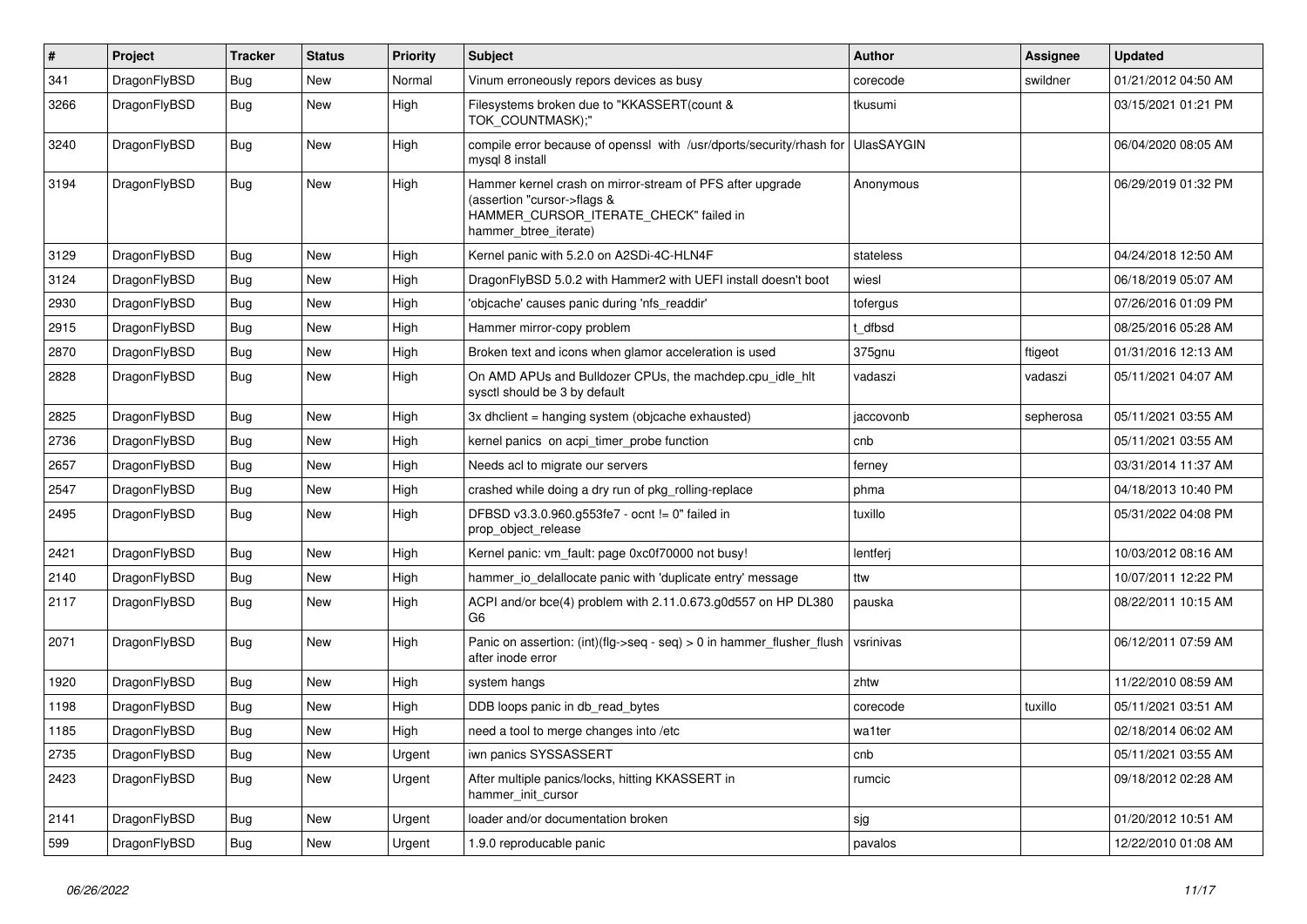| # | Project | Tracker | Status | Priority | Subject | Author | Assignee | Updated |
|---|---|---|---|---|---|---|---|---|
| 341 | DragonFlyBSD | Bug | New | Normal | Vinum erroneously repors devices as busy | corecode | swildner | 01/21/2012 04:50 AM |
| 3266 | DragonFlyBSD | Bug | New | High | Filesystems broken due to "KKASSERT(count & TOK_COUNTMASK);" | tkusumi | | 03/15/2021 01:21 PM |
| 3240 | DragonFlyBSD | Bug | New | High | compile error because of openssl with /usr/dports/security/rhash for mysql 8 install | UlasSAYGIN | | 06/04/2020 08:05 AM |
| 3194 | DragonFlyBSD | Bug | New | High | Hammer kernel crash on mirror-stream of PFS after upgrade (assertion "cursor->flags & HAMMER_CURSOR_ITERATE_CHECK" failed in hammer_btree_iterate) | Anonymous | | 06/29/2019 01:32 PM |
| 3129 | DragonFlyBSD | Bug | New | High | Kernel panic with 5.2.0 on A2SDi-4C-HLN4F | stateless | | 04/24/2018 12:50 AM |
| 3124 | DragonFlyBSD | Bug | New | High | DragonFlyBSD 5.0.2 with Hammer2 with UEFI install doesn't boot | wiesl | | 06/18/2019 05:07 AM |
| 2930 | DragonFlyBSD | Bug | New | High | 'objcache' causes panic during 'nfs_readdir' | tofergus | | 07/26/2016 01:09 PM |
| 2915 | DragonFlyBSD | Bug | New | High | Hammer mirror-copy problem | t_dfbsd | | 08/25/2016 05:28 AM |
| 2870 | DragonFlyBSD | Bug | New | High | Broken text and icons when glamor acceleration is used | 375gnu | ftigeot | 01/31/2016 12:13 AM |
| 2828 | DragonFlyBSD | Bug | New | High | On AMD APUs and Bulldozer CPUs, the machdep.cpu_idle_hlt sysctl should be 3 by default | vadaszi | vadaszi | 05/11/2021 04:07 AM |
| 2825 | DragonFlyBSD | Bug | New | High | 3x dhclient = hanging system (objcache exhausted) | jaccovonb | sepherosa | 05/11/2021 03:55 AM |
| 2736 | DragonFlyBSD | Bug | New | High | kernel panics on acpi_timer_probe function | cnb | | 05/11/2021 03:55 AM |
| 2657 | DragonFlyBSD | Bug | New | High | Needs acl to migrate our servers | ferney | | 03/31/2014 11:37 AM |
| 2547 | DragonFlyBSD | Bug | New | High | crashed while doing a dry run of pkg_rolling-replace | phma | | 04/18/2013 10:40 PM |
| 2495 | DragonFlyBSD | Bug | New | High | DFBSD v3.3.0.960.g553fe7 - ocnt != 0" failed in prop_object_release | tuxillo | | 05/31/2022 04:08 PM |
| 2421 | DragonFlyBSD | Bug | New | High | Kernel panic: vm_fault: page 0xc0f70000 not busy! | lentferj | | 10/03/2012 08:16 AM |
| 2140 | DragonFlyBSD | Bug | New | High | hammer_io_delallocate panic with 'duplicate entry' message | ttw | | 10/07/2011 12:22 PM |
| 2117 | DragonFlyBSD | Bug | New | High | ACPI and/or bce(4) problem with 2.11.0.673.g0d557 on HP DL380 G6 | pauska | | 08/22/2011 10:15 AM |
| 2071 | DragonFlyBSD | Bug | New | High | Panic on assertion: (int)(flg->seq - seq) > 0 in hammer_flusher_flush after inode error | vsrinivas | | 06/12/2011 07:59 AM |
| 1920 | DragonFlyBSD | Bug | New | High | system hangs | zhtw | | 11/22/2010 08:59 AM |
| 1198 | DragonFlyBSD | Bug | New | High | DDB loops panic in db_read_bytes | corecode | tuxillo | 05/11/2021 03:51 AM |
| 1185 | DragonFlyBSD | Bug | New | High | need a tool to merge changes into /etc | wa1ter | | 02/18/2014 06:02 AM |
| 2735 | DragonFlyBSD | Bug | New | Urgent | iwn panics SYSSASSERT | cnb | | 05/11/2021 03:55 AM |
| 2423 | DragonFlyBSD | Bug | New | Urgent | After multiple panics/locks, hitting KKASSERT in hammer_init_cursor | rumcic | | 09/18/2012 02:28 AM |
| 2141 | DragonFlyBSD | Bug | New | Urgent | loader and/or documentation broken | sjg | | 01/20/2012 10:51 AM |
| 599 | DragonFlyBSD | Bug | New | Urgent | 1.9.0 reproducable panic | pavalos | | 12/22/2010 01:08 AM |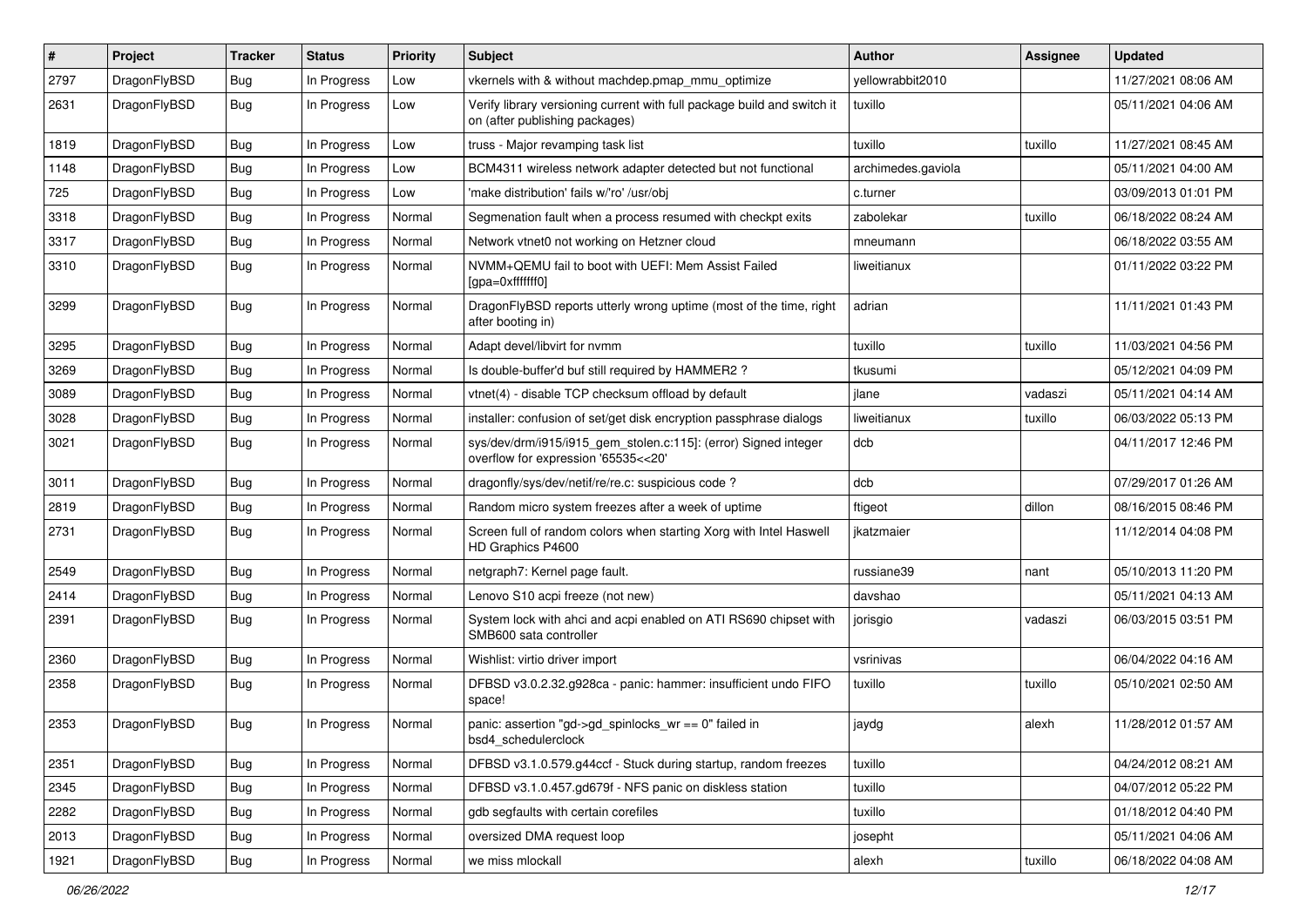| # | Project | Tracker | Status | Priority | Subject | Author | Assignee | Updated |
|---|---|---|---|---|---|---|---|---|
| 2797 | DragonFlyBSD | Bug | In Progress | Low | vkernels with & without machdep.pmap_mmu_optimize | yellowrabbit2010 | | 11/27/2021 08:06 AM |
| 2631 | DragonFlyBSD | Bug | In Progress | Low | Verify library versioning current with full package build and switch it on (after publishing packages) | tuxillo | | 05/11/2021 04:06 AM |
| 1819 | DragonFlyBSD | Bug | In Progress | Low | truss - Major revamping task list | tuxillo | tuxillo | 11/27/2021 08:45 AM |
| 1148 | DragonFlyBSD | Bug | In Progress | Low | BCM4311 wireless network adapter detected but not functional | archimedes.gaviola | | 05/11/2021 04:00 AM |
| 725 | DragonFlyBSD | Bug | In Progress | Low | 'make distribution' fails w/'ro' /usr/obj | c.turner | | 03/09/2013 01:01 PM |
| 3318 | DragonFlyBSD | Bug | In Progress | Normal | Segmenation fault when a process resumed with checkpt exits | zabolekar | tuxillo | 06/18/2022 08:24 AM |
| 3317 | DragonFlyBSD | Bug | In Progress | Normal | Network vtnet0 not working on Hetzner cloud | mneumann | | 06/18/2022 03:55 AM |
| 3310 | DragonFlyBSD | Bug | In Progress | Normal | NVMM+QEMU fail to boot with UEFI: Mem Assist Failed [gpa=0xfffffff0] | liweitianux | | 01/11/2022 03:22 PM |
| 3299 | DragonFlyBSD | Bug | In Progress | Normal | DragonFlyBSD reports utterly wrong uptime (most of the time, right after booting in) | adrian | | 11/11/2021 01:43 PM |
| 3295 | DragonFlyBSD | Bug | In Progress | Normal | Adapt devel/libvirt for nvmm | tuxillo | tuxillo | 11/03/2021 04:56 PM |
| 3269 | DragonFlyBSD | Bug | In Progress | Normal | Is double-buffer'd buf still required by HAMMER2 ? | tkusumi | | 05/12/2021 04:09 PM |
| 3089 | DragonFlyBSD | Bug | In Progress | Normal | vtnet(4) - disable TCP checksum offload by default | jlane | vadaszi | 05/11/2021 04:14 AM |
| 3028 | DragonFlyBSD | Bug | In Progress | Normal | installer: confusion of set/get disk encryption passphrase dialogs | liweitianux | tuxillo | 06/03/2022 05:13 PM |
| 3021 | DragonFlyBSD | Bug | In Progress | Normal | sys/dev/drm/i915/i915_gem_stolen.c:115]: (error) Signed integer overflow for expression '65535<<20' | dcb | | 04/11/2017 12:46 PM |
| 3011 | DragonFlyBSD | Bug | In Progress | Normal | dragonfly/sys/dev/netif/re/re.c: suspicious code ? | dcb | | 07/29/2017 01:26 AM |
| 2819 | DragonFlyBSD | Bug | In Progress | Normal | Random micro system freezes after a week of uptime | ftigeot | dillon | 08/16/2015 08:46 PM |
| 2731 | DragonFlyBSD | Bug | In Progress | Normal | Screen full of random colors when starting Xorg with Intel Haswell HD Graphics P4600 | jkatzmaier | | 11/12/2014 04:08 PM |
| 2549 | DragonFlyBSD | Bug | In Progress | Normal | netgraph7: Kernel page fault. | russiane39 | nant | 05/10/2013 11:20 PM |
| 2414 | DragonFlyBSD | Bug | In Progress | Normal | Lenovo S10 acpi freeze (not new) | davshao | | 05/11/2021 04:13 AM |
| 2391 | DragonFlyBSD | Bug | In Progress | Normal | System lock with ahci and acpi enabled on ATI RS690 chipset with SMB600 sata controller | jorisgio | vadaszi | 06/03/2015 03:51 PM |
| 2360 | DragonFlyBSD | Bug | In Progress | Normal | Wishlist: virtio driver import | vsrinivas | | 06/04/2022 04:16 AM |
| 2358 | DragonFlyBSD | Bug | In Progress | Normal | DFBSD v3.0.2.32.g928ca - panic: hammer: insufficient undo FIFO space! | tuxillo | tuxillo | 05/10/2021 02:50 AM |
| 2353 | DragonFlyBSD | Bug | In Progress | Normal | panic: assertion "gd->gd_spinlocks_wr == 0" failed in bsd4_schedulerclock | jaydg | alexh | 11/28/2012 01:57 AM |
| 2351 | DragonFlyBSD | Bug | In Progress | Normal | DFBSD v3.1.0.579.g44ccf - Stuck during startup, random freezes | tuxillo | | 04/24/2012 08:21 AM |
| 2345 | DragonFlyBSD | Bug | In Progress | Normal | DFBSD v3.1.0.457.gd679f - NFS panic on diskless station | tuxillo | | 04/07/2012 05:22 PM |
| 2282 | DragonFlyBSD | Bug | In Progress | Normal | gdb segfaults with certain corefiles | tuxillo | | 01/18/2012 04:40 PM |
| 2013 | DragonFlyBSD | Bug | In Progress | Normal | oversized DMA request loop | josepht | | 05/11/2021 04:06 AM |
| 1921 | DragonFlyBSD | Bug | In Progress | Normal | we miss mlockall | alexh | tuxillo | 06/18/2022 04:08 AM |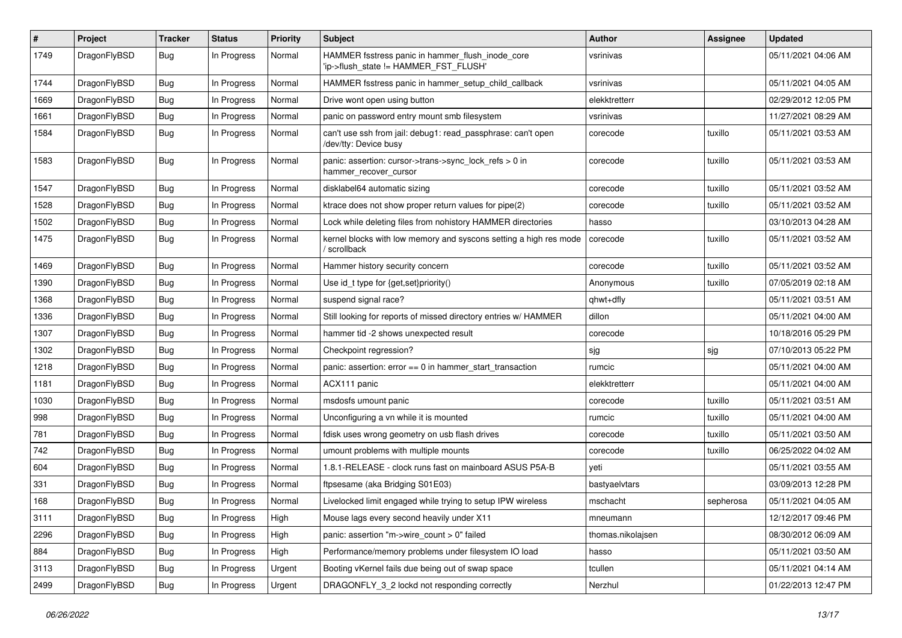| # | Project | Tracker | Status | Priority | Subject | Author | Assignee | Updated |
|---|---|---|---|---|---|---|---|---|
| 1749 | DragonFlyBSD | Bug | In Progress | Normal | HAMMER fsstress panic in hammer_flush_inode_core 'ip->flush_state != HAMMER_FST_FLUSH' | vsrinivas | | 05/11/2021 04:06 AM |
| 1744 | DragonFlyBSD | Bug | In Progress | Normal | HAMMER fsstress panic in hammer_setup_child_callback | vsrinivas | | 05/11/2021 04:05 AM |
| 1669 | DragonFlyBSD | Bug | In Progress | Normal | Drive wont open using button | elekktretterr | | 02/29/2012 12:05 PM |
| 1661 | DragonFlyBSD | Bug | In Progress | Normal | panic on password entry mount smb filesystem | vsrinivas | | 11/27/2021 08:29 AM |
| 1584 | DragonFlyBSD | Bug | In Progress | Normal | can't use ssh from jail: debug1: read_passphrase: can't open /dev/tty: Device busy | corecode | tuxillo | 05/11/2021 03:53 AM |
| 1583 | DragonFlyBSD | Bug | In Progress | Normal | panic: assertion: cursor->trans->sync_lock_refs > 0 in hammer_recover_cursor | corecode | tuxillo | 05/11/2021 03:53 AM |
| 1547 | DragonFlyBSD | Bug | In Progress | Normal | disklabel64 automatic sizing | corecode | tuxillo | 05/11/2021 03:52 AM |
| 1528 | DragonFlyBSD | Bug | In Progress | Normal | ktrace does not show proper return values for pipe(2) | corecode | tuxillo | 05/11/2021 03:52 AM |
| 1502 | DragonFlyBSD | Bug | In Progress | Normal | Lock while deleting files from nohistory HAMMER directories | hasso | | 03/10/2013 04:28 AM |
| 1475 | DragonFlyBSD | Bug | In Progress | Normal | kernel blocks with low memory and syscons setting a high res mode / scrollback | corecode | tuxillo | 05/11/2021 03:52 AM |
| 1469 | DragonFlyBSD | Bug | In Progress | Normal | Hammer history security concern | corecode | tuxillo | 05/11/2021 03:52 AM |
| 1390 | DragonFlyBSD | Bug | In Progress | Normal | Use id_t type for {get,set}priority() | Anonymous | tuxillo | 07/05/2019 02:18 AM |
| 1368 | DragonFlyBSD | Bug | In Progress | Normal | suspend signal race? | qhwt+dfly | | 05/11/2021 03:51 AM |
| 1336 | DragonFlyBSD | Bug | In Progress | Normal | Still looking for reports of missed directory entries w/ HAMMER | dillon | | 05/11/2021 04:00 AM |
| 1307 | DragonFlyBSD | Bug | In Progress | Normal | hammer tid -2 shows unexpected result | corecode | | 10/18/2016 05:29 PM |
| 1302 | DragonFlyBSD | Bug | In Progress | Normal | Checkpoint regression? | sjg | sjg | 07/10/2013 05:22 PM |
| 1218 | DragonFlyBSD | Bug | In Progress | Normal | panic: assertion: error == 0 in hammer_start_transaction | rumcic | | 05/11/2021 04:00 AM |
| 1181 | DragonFlyBSD | Bug | In Progress | Normal | ACX111 panic | elekktretterr | | 05/11/2021 04:00 AM |
| 1030 | DragonFlyBSD | Bug | In Progress | Normal | msdosfs umount panic | corecode | tuxillo | 05/11/2021 03:51 AM |
| 998 | DragonFlyBSD | Bug | In Progress | Normal | Unconfiguring a vn while it is mounted | rumcic | tuxillo | 05/11/2021 04:00 AM |
| 781 | DragonFlyBSD | Bug | In Progress | Normal | fdisk uses wrong geometry on usb flash drives | corecode | tuxillo | 05/11/2021 03:50 AM |
| 742 | DragonFlyBSD | Bug | In Progress | Normal | umount problems with multiple mounts | corecode | tuxillo | 06/25/2022 04:02 AM |
| 604 | DragonFlyBSD | Bug | In Progress | Normal | 1.8.1-RELEASE - clock runs fast on mainboard ASUS P5A-B | yeti | | 05/11/2021 03:55 AM |
| 331 | DragonFlyBSD | Bug | In Progress | Normal | ftpsesame (aka Bridging S01E03) | bastyaelvtars | | 03/09/2013 12:28 PM |
| 168 | DragonFlyBSD | Bug | In Progress | Normal | Livelocked limit engaged while trying to setup IPW wireless | mschacht | sepherosa | 05/11/2021 04:05 AM |
| 3111 | DragonFlyBSD | Bug | In Progress | High | Mouse lags every second heavily under X11 | mneumann | | 12/12/2017 09:46 PM |
| 2296 | DragonFlyBSD | Bug | In Progress | High | panic: assertion "m->wire_count > 0" failed | thomas.nikolajsen | | 08/30/2012 06:09 AM |
| 884 | DragonFlyBSD | Bug | In Progress | High | Performance/memory problems under filesystem IO load | hasso | | 05/11/2021 03:50 AM |
| 3113 | DragonFlyBSD | Bug | In Progress | Urgent | Booting vKernel fails due being out of swap space | tcullen | | 05/11/2021 04:14 AM |
| 2499 | DragonFlyBSD | Bug | In Progress | Urgent | DRAGONFLY_3_2 lockd not responding correctly | Nerzhul | | 01/22/2013 12:47 PM |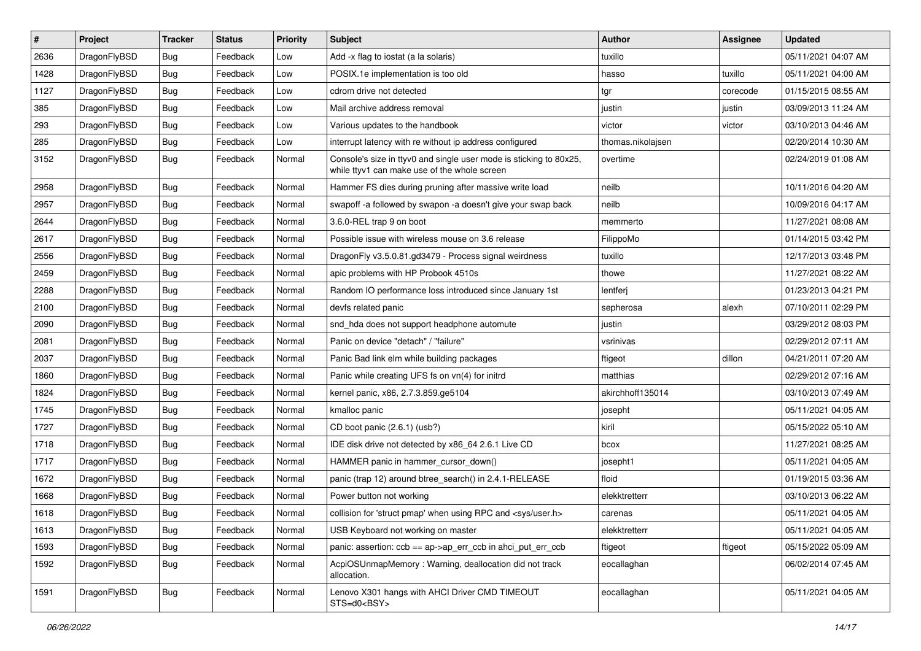| # | Project | Tracker | Status | Priority | Subject | Author | Assignee | Updated |
| --- | --- | --- | --- | --- | --- | --- | --- | --- |
| 2636 | DragonFlyBSD | Bug | Feedback | Low | Add -x flag to iostat (a la solaris) | tuxillo | | 05/11/2021 04:07 AM |
| 1428 | DragonFlyBSD | Bug | Feedback | Low | POSIX.1e implementation is too old | hasso | tuxillo | 05/11/2021 04:00 AM |
| 1127 | DragonFlyBSD | Bug | Feedback | Low | cdrom drive not detected | tgr | corecode | 01/15/2015 08:55 AM |
| 385 | DragonFlyBSD | Bug | Feedback | Low | Mail archive address removal | justin | justin | 03/09/2013 11:24 AM |
| 293 | DragonFlyBSD | Bug | Feedback | Low | Various updates to the handbook | victor | victor | 03/10/2013 04:46 AM |
| 285 | DragonFlyBSD | Bug | Feedback | Low | interrupt latency with re without ip address configured | thomas.nikolajsen | | 02/20/2014 10:30 AM |
| 3152 | DragonFlyBSD | Bug | Feedback | Normal | Console's size in ttyv0 and single user mode is sticking to 80x25, while ttyv1 can make use of the whole screen | overtime | | 02/24/2019 01:08 AM |
| 2958 | DragonFlyBSD | Bug | Feedback | Normal | Hammer FS dies during pruning after massive write load | neilb | | 10/11/2016 04:20 AM |
| 2957 | DragonFlyBSD | Bug | Feedback | Normal | swapoff -a followed by swapon -a doesn't give your swap back | neilb | | 10/09/2016 04:17 AM |
| 2644 | DragonFlyBSD | Bug | Feedback | Normal | 3.6.0-REL trap 9 on boot | memmerto | | 11/27/2021 08:08 AM |
| 2617 | DragonFlyBSD | Bug | Feedback | Normal | Possible issue with wireless mouse on 3.6 release | FilippoMo | | 01/14/2015 03:42 PM |
| 2556 | DragonFlyBSD | Bug | Feedback | Normal | DragonFly v3.5.0.81.gd3479 - Process signal weirdness | tuxillo | | 12/17/2013 03:48 PM |
| 2459 | DragonFlyBSD | Bug | Feedback | Normal | apic problems with HP Probook 4510s | thowe | | 11/27/2021 08:22 AM |
| 2288 | DragonFlyBSD | Bug | Feedback | Normal | Random IO performance loss introduced since January 1st | lentferj | | 01/23/2013 04:21 PM |
| 2100 | DragonFlyBSD | Bug | Feedback | Normal | devfs related panic | sepherosa | alexh | 07/10/2011 02:29 PM |
| 2090 | DragonFlyBSD | Bug | Feedback | Normal | snd_hda does not support headphone automute | justin | | 03/29/2012 08:03 PM |
| 2081 | DragonFlyBSD | Bug | Feedback | Normal | Panic on device "detach" / "failure" | vsrinivas | | 02/29/2012 07:11 AM |
| 2037 | DragonFlyBSD | Bug | Feedback | Normal | Panic Bad link elm while building packages | ftigeot | dillon | 04/21/2011 07:20 AM |
| 1860 | DragonFlyBSD | Bug | Feedback | Normal | Panic while creating UFS fs on vn(4) for initrd | matthias | | 02/29/2012 07:16 AM |
| 1824 | DragonFlyBSD | Bug | Feedback | Normal | kernel panic, x86, 2.7.3.859.ge5104 | akirchhoff135014 | | 03/10/2013 07:49 AM |
| 1745 | DragonFlyBSD | Bug | Feedback | Normal | kmalloc panic | josepht | | 05/11/2021 04:05 AM |
| 1727 | DragonFlyBSD | Bug | Feedback | Normal | CD boot panic (2.6.1) (usb?) | kiril | | 05/15/2022 05:10 AM |
| 1718 | DragonFlyBSD | Bug | Feedback | Normal | IDE disk drive not detected by x86_64 2.6.1 Live CD | bcox | | 11/27/2021 08:25 AM |
| 1717 | DragonFlyBSD | Bug | Feedback | Normal | HAMMER panic in hammer_cursor_down() | josepht1 | | 05/11/2021 04:05 AM |
| 1672 | DragonFlyBSD | Bug | Feedback | Normal | panic (trap 12) around btree_search() in 2.4.1-RELEASE | floid | | 01/19/2015 03:36 AM |
| 1668 | DragonFlyBSD | Bug | Feedback | Normal | Power button not working | elekktretterr | | 03/10/2013 06:22 AM |
| 1618 | DragonFlyBSD | Bug | Feedback | Normal | collision for 'struct pmap' when using RPC and <sys/user.h> | carenas | | 05/11/2021 04:05 AM |
| 1613 | DragonFlyBSD | Bug | Feedback | Normal | USB Keyboard not working on master | elekktretterr | | 05/11/2021 04:05 AM |
| 1593 | DragonFlyBSD | Bug | Feedback | Normal | panic: assertion: ccb == ap->ap_err_ccb in ahci_put_err_ccb | ftigeot | ftigeot | 05/15/2022 05:09 AM |
| 1592 | DragonFlyBSD | Bug | Feedback | Normal | AcpiOSUnmapMemory : Warning, deallocation did not track allocation. | eocallaghan | | 06/02/2014 07:45 AM |
| 1591 | DragonFlyBSD | Bug | Feedback | Normal | Lenovo X301 hangs with AHCI Driver CMD TIMEOUT STS=d0<BSY> | eocallaghan | | 05/11/2021 04:05 AM |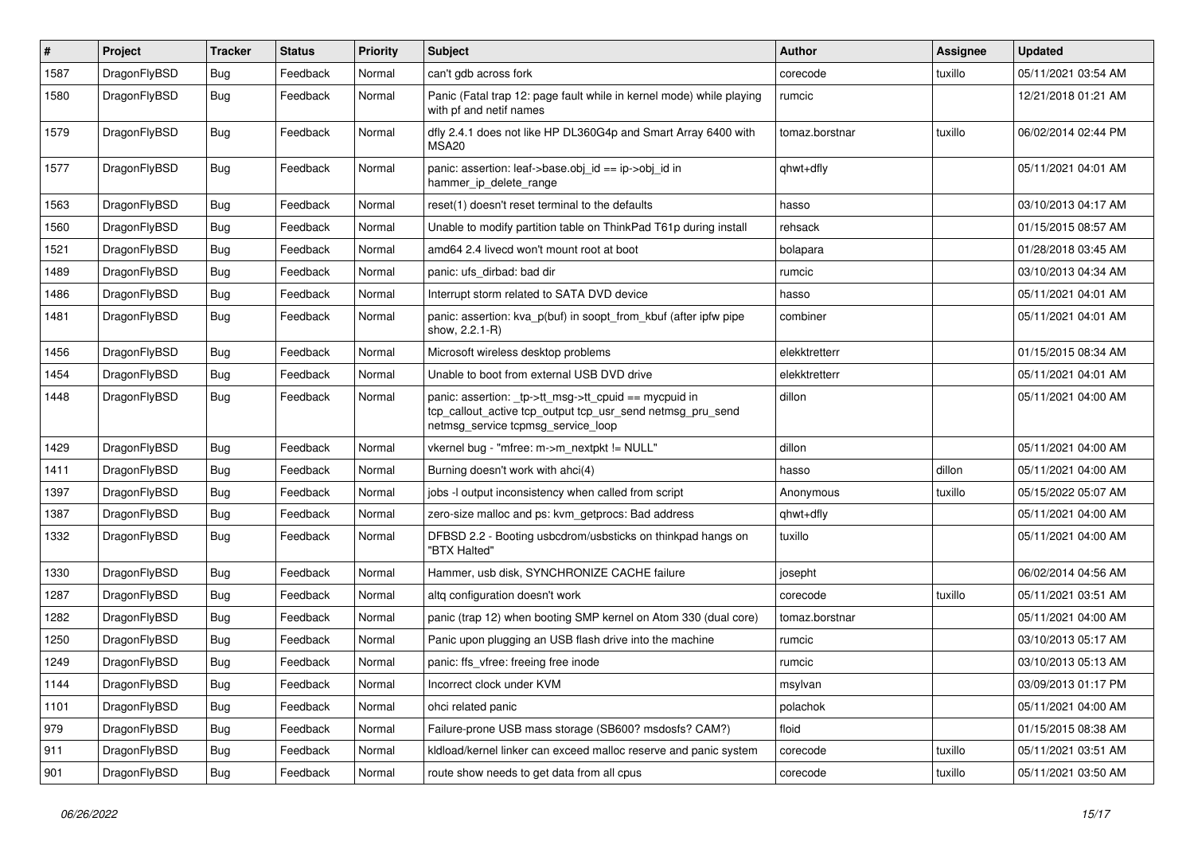| # | Project | Tracker | Status | Priority | Subject | Author | Assignee | Updated |
|---|---|---|---|---|---|---|---|---|
| 1587 | DragonFlyBSD | Bug | Feedback | Normal | can't gdb across fork | corecode | tuxillo | 05/11/2021 03:54 AM |
| 1580 | DragonFlyBSD | Bug | Feedback | Normal | Panic (Fatal trap 12: page fault while in kernel mode) while playing with pf and netif names | rumcic | | 12/21/2018 01:21 AM |
| 1579 | DragonFlyBSD | Bug | Feedback | Normal | dfly 2.4.1 does not like HP DL360G4p and Smart Array 6400 with MSA20 | tomaz.borstnar | tuxillo | 06/02/2014 02:44 PM |
| 1577 | DragonFlyBSD | Bug | Feedback | Normal | panic: assertion: leaf->base.obj_id == ip->obj_id in hammer_ip_delete_range | qhwt+dfly | | 05/11/2021 04:01 AM |
| 1563 | DragonFlyBSD | Bug | Feedback | Normal | reset(1) doesn't reset terminal to the defaults | hasso | | 03/10/2013 04:17 AM |
| 1560 | DragonFlyBSD | Bug | Feedback | Normal | Unable to modify partition table on ThinkPad T61p during install | rehsack | | 01/15/2015 08:57 AM |
| 1521 | DragonFlyBSD | Bug | Feedback | Normal | amd64 2.4 livecd won't mount root at boot | bolapara | | 01/28/2018 03:45 AM |
| 1489 | DragonFlyBSD | Bug | Feedback | Normal | panic: ufs_dirbad: bad dir | rumcic | | 03/10/2013 04:34 AM |
| 1486 | DragonFlyBSD | Bug | Feedback | Normal | Interrupt storm related to SATA DVD device | hasso | | 05/11/2021 04:01 AM |
| 1481 | DragonFlyBSD | Bug | Feedback | Normal | panic: assertion: kva_p(buf) in soopt_from_kbuf (after ipfw pipe show, 2.2.1-R) | combiner | | 05/11/2021 04:01 AM |
| 1456 | DragonFlyBSD | Bug | Feedback | Normal | Microsoft wireless desktop problems | elekktretterr | | 01/15/2015 08:34 AM |
| 1454 | DragonFlyBSD | Bug | Feedback | Normal | Unable to boot from external USB DVD drive | elekktretterr | | 05/11/2021 04:01 AM |
| 1448 | DragonFlyBSD | Bug | Feedback | Normal | panic: assertion: _tp->tt_msg->tt_cpuid == mycpuid in tcp_callout_active tcp_output tcp_usr_send netmsg_pru_send netmsg_service tcpmsg_service_loop | dillon | | 05/11/2021 04:00 AM |
| 1429 | DragonFlyBSD | Bug | Feedback | Normal | vkernel bug - "mfree: m->m_nextpkt != NULL" | dillon | | 05/11/2021 04:00 AM |
| 1411 | DragonFlyBSD | Bug | Feedback | Normal | Burning doesn't work with ahci(4) | hasso | dillon | 05/11/2021 04:00 AM |
| 1397 | DragonFlyBSD | Bug | Feedback | Normal | jobs -l output inconsistency when called from script | Anonymous | tuxillo | 05/15/2022 05:07 AM |
| 1387 | DragonFlyBSD | Bug | Feedback | Normal | zero-size malloc and ps: kvm_getprocs: Bad address | qhwt+dfly | | 05/11/2021 04:00 AM |
| 1332 | DragonFlyBSD | Bug | Feedback | Normal | DFBSD 2.2 - Booting usbcdrom/usbsticks on thinkpad hangs on "BTX Halted" | tuxillo | | 05/11/2021 04:00 AM |
| 1330 | DragonFlyBSD | Bug | Feedback | Normal | Hammer, usb disk, SYNCHRONIZE CACHE failure | josepht | | 06/02/2014 04:56 AM |
| 1287 | DragonFlyBSD | Bug | Feedback | Normal | altq configuration doesn't work | corecode | tuxillo | 05/11/2021 03:51 AM |
| 1282 | DragonFlyBSD | Bug | Feedback | Normal | panic (trap 12) when booting SMP kernel on Atom 330 (dual core) | tomaz.borstnar | | 05/11/2021 04:00 AM |
| 1250 | DragonFlyBSD | Bug | Feedback | Normal | Panic upon plugging an USB flash drive into the machine | rumcic | | 03/10/2013 05:17 AM |
| 1249 | DragonFlyBSD | Bug | Feedback | Normal | panic: ffs_vfree: freeing free inode | rumcic | | 03/10/2013 05:13 AM |
| 1144 | DragonFlyBSD | Bug | Feedback | Normal | Incorrect clock under KVM | msylvan | | 03/09/2013 01:17 PM |
| 1101 | DragonFlyBSD | Bug | Feedback | Normal | ohci related panic | polachok | | 05/11/2021 04:00 AM |
| 979 | DragonFlyBSD | Bug | Feedback | Normal | Failure-prone USB mass storage (SB600? msdosfs? CAM?) | floid | | 01/15/2015 08:38 AM |
| 911 | DragonFlyBSD | Bug | Feedback | Normal | kldload/kernel linker can exceed malloc reserve and panic system | corecode | tuxillo | 05/11/2021 03:51 AM |
| 901 | DragonFlyBSD | Bug | Feedback | Normal | route show needs to get data from all cpus | corecode | tuxillo | 05/11/2021 03:50 AM |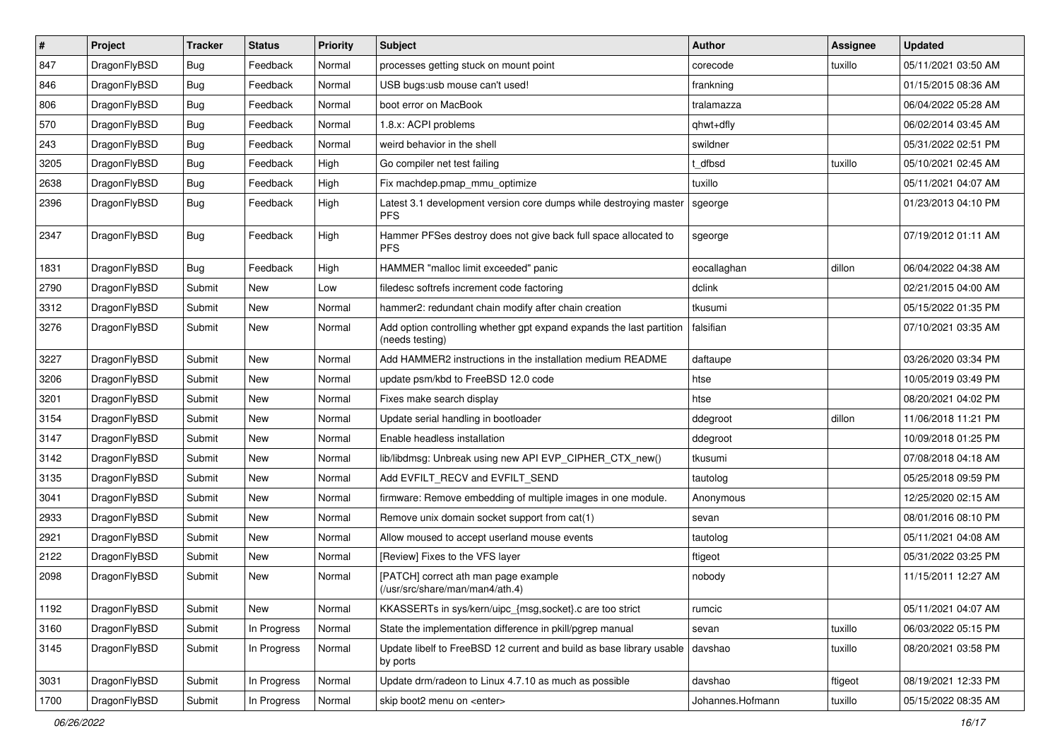| # | Project | Tracker | Status | Priority | Subject | Author | Assignee | Updated |
|---|---|---|---|---|---|---|---|---|
| 847 | DragonFlyBSD | Bug | Feedback | Normal | processes getting stuck on mount point | corecode | tuxillo | 05/11/2021 03:50 AM |
| 846 | DragonFlyBSD | Bug | Feedback | Normal | USB bugs:usb mouse can't used! | frankning | | 01/15/2015 08:36 AM |
| 806 | DragonFlyBSD | Bug | Feedback | Normal | boot error on MacBook | tralamazza | | 06/04/2022 05:28 AM |
| 570 | DragonFlyBSD | Bug | Feedback | Normal | 1.8.x: ACPI problems | qhwt+dfly | | 06/02/2014 03:45 AM |
| 243 | DragonFlyBSD | Bug | Feedback | Normal | weird behavior in the shell | swildner | | 05/31/2022 02:51 PM |
| 3205 | DragonFlyBSD | Bug | Feedback | High | Go compiler net test failing | t_dfbsd | tuxillo | 05/10/2021 02:45 AM |
| 2638 | DragonFlyBSD | Bug | Feedback | High | Fix machdep.pmap_mmu_optimize | tuxillo | | 05/11/2021 04:07 AM |
| 2396 | DragonFlyBSD | Bug | Feedback | High | Latest 3.1 development version core dumps while destroying master PFS | sgeorge | | 01/23/2013 04:10 PM |
| 2347 | DragonFlyBSD | Bug | Feedback | High | Hammer PFSes destroy does not give back full space allocated to PFS | sgeorge | | 07/19/2012 01:11 AM |
| 1831 | DragonFlyBSD | Bug | Feedback | High | HAMMER "malloc limit exceeded" panic | eocallaghan | dillon | 06/04/2022 04:38 AM |
| 2790 | DragonFlyBSD | Submit | New | Low | filedesc softrefs increment code factoring | dclink | | 02/21/2015 04:00 AM |
| 3312 | DragonFlyBSD | Submit | New | Normal | hammer2: redundant chain modify after chain creation | tkusumi | | 05/15/2022 01:35 PM |
| 3276 | DragonFlyBSD | Submit | New | Normal | Add option controlling whether gpt expand expands the last partition (needs testing) | falsifian | | 07/10/2021 03:35 AM |
| 3227 | DragonFlyBSD | Submit | New | Normal | Add HAMMER2 instructions in the installation medium README | daftaupe | | 03/26/2020 03:34 PM |
| 3206 | DragonFlyBSD | Submit | New | Normal | update psm/kbd to FreeBSD 12.0 code | htse | | 10/05/2019 03:49 PM |
| 3201 | DragonFlyBSD | Submit | New | Normal | Fixes make search display | htse | | 08/20/2021 04:02 PM |
| 3154 | DragonFlyBSD | Submit | New | Normal | Update serial handling in bootloader | ddegroot | dillon | 11/06/2018 11:21 PM |
| 3147 | DragonFlyBSD | Submit | New | Normal | Enable headless installation | ddegroot | | 10/09/2018 01:25 PM |
| 3142 | DragonFlyBSD | Submit | New | Normal | lib/libdmsg: Unbreak using new API EVP_CIPHER_CTX_new() | tkusumi | | 07/08/2018 04:18 AM |
| 3135 | DragonFlyBSD | Submit | New | Normal | Add EVFILT_RECV and EVFILT_SEND | tautolog | | 05/25/2018 09:59 PM |
| 3041 | DragonFlyBSD | Submit | New | Normal | firmware: Remove embedding of multiple images in one module. | Anonymous | | 12/25/2020 02:15 AM |
| 2933 | DragonFlyBSD | Submit | New | Normal | Remove unix domain socket support from cat(1) | sevan | | 08/01/2016 08:10 PM |
| 2921 | DragonFlyBSD | Submit | New | Normal | Allow moused to accept userland mouse events | tautolog | | 05/11/2021 04:08 AM |
| 2122 | DragonFlyBSD | Submit | New | Normal | [Review] Fixes to the VFS layer | ftigeot | | 05/31/2022 03:25 PM |
| 2098 | DragonFlyBSD | Submit | New | Normal | [PATCH] correct ath man page example (/usr/src/share/man/man4/ath.4) | nobody | | 11/15/2011 12:27 AM |
| 1192 | DragonFlyBSD | Submit | New | Normal | KKASSERTs in sys/kern/uipc_{msg,socket}.c are too strict | rumcic | | 05/11/2021 04:07 AM |
| 3160 | DragonFlyBSD | Submit | In Progress | Normal | State the implementation difference in pkill/pgrep manual | sevan | tuxillo | 06/03/2022 05:15 PM |
| 3145 | DragonFlyBSD | Submit | In Progress | Normal | Update libelf to FreeBSD 12 current and build as base library usable by ports | davshao | tuxillo | 08/20/2021 03:58 PM |
| 3031 | DragonFlyBSD | Submit | In Progress | Normal | Update drm/radeon to Linux 4.7.10 as much as possible | davshao | ftigeot | 08/19/2021 12:33 PM |
| 1700 | DragonFlyBSD | Submit | In Progress | Normal | skip boot2 menu on <enter> | Johannes.Hofmann | tuxillo | 05/15/2022 08:35 AM |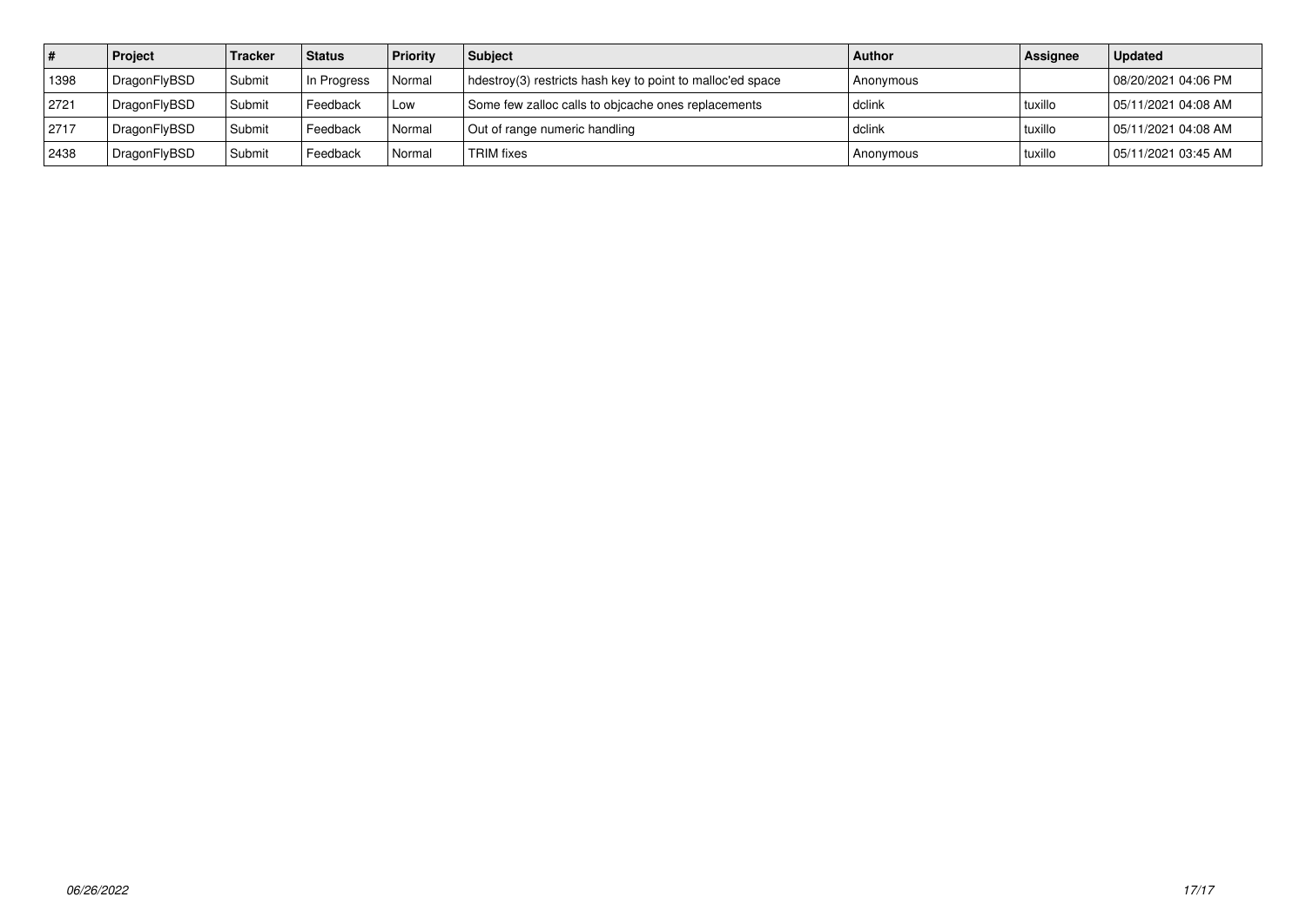| # | Project | Tracker | Status | Priority | Subject | Author | Assignee | Updated |
|---|---|---|---|---|---|---|---|---|
| 1398 | DragonFlyBSD | Submit | In Progress | Normal | hdestroy(3) restricts hash key to point to malloc'ed space | Anonymous | | 08/20/2021 04:06 PM |
| 2721 | DragonFlyBSD | Submit | Feedback | Low | Some few zalloc calls to objcache ones replacements | dclink | tuxillo | 05/11/2021 04:08 AM |
| 2717 | DragonFlyBSD | Submit | Feedback | Normal | Out of range numeric handling | dclink | tuxillo | 05/11/2021 04:08 AM |
| 2438 | DragonFlyBSD | Submit | Feedback | Normal | TRIM fixes | Anonymous | tuxillo | 05/11/2021 03:45 AM |